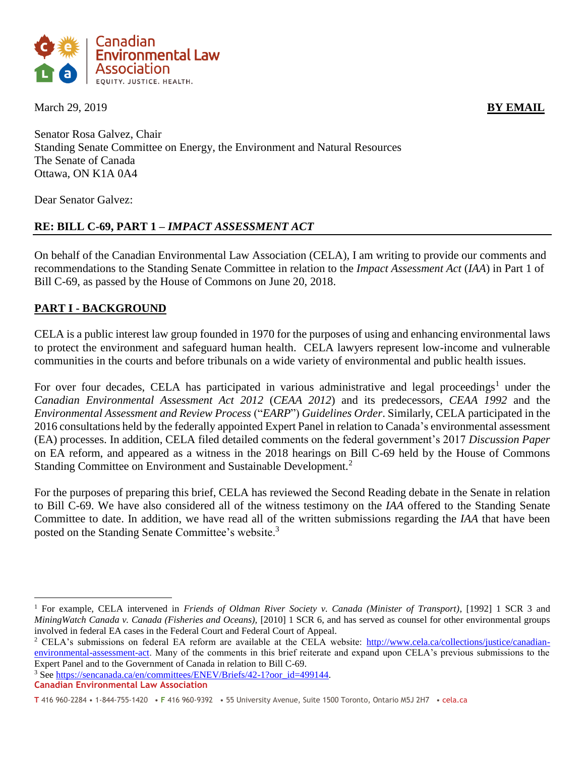Canadian Environmental Law Association
EQUITY. JUSTICE. HEALTH.

March 29, 2019 **BY EMAIL**

Senator Rosa Galvez, Chair
Standing Senate Committee on Energy, the Environment and Natural Resources
The Senate of Canada
Ottawa, ON K1A 0A4

Dear Senator Galvez:

**RE: BILL C-69, PART 1 – *IMPACT ASSESSMENT ACT***

On behalf of the Canadian Environmental Law Association (CELA), I am writing to provide our comments and recommendations to the Standing Senate Committee in relation to the *Impact Assessment Act* (*IAA*) in Part 1 of Bill C-69, as passed by the House of Commons on June 20, 2018.

## PART I - BACKGROUND

CELA is a public interest law group founded in 1970 for the purposes of using and enhancing environmental laws to protect the environment and safeguard human health. CELA lawyers represent low-income and vulnerable communities in the courts and before tribunals on a wide variety of environmental and public health issues.

For over four decades, CELA has participated in various administrative and legal proceedings[1] under the *Canadian Environmental Assessment Act 2012* (*CEAA 2012*) and its predecessors, *CEAA 1992* and the *Environmental Assessment and Review Process* ("*EARP*") *Guidelines Order*. Similarly, CELA participated in the 2016 consultations held by the federally appointed Expert Panel in relation to Canada's environmental assessment (EA) processes. In addition, CELA filed detailed comments on the federal government's 2017 *Discussion Paper* on EA reform, and appeared as a witness in the 2018 hearings on Bill C-69 held by the House of Commons Standing Committee on Environment and Sustainable Development.[2]

For the purposes of preparing this brief, CELA has reviewed the Second Reading debate in the Senate in relation to Bill C-69. We have also considered all of the witness testimony on the *IAA* offered to the Standing Senate Committee to date. In addition, we have read all of the written submissions regarding the *IAA* that have been posted on the Standing Senate Committee's website.[3]

---

[1] For example, CELA intervened in *Friends of Oldman River Society v. Canada (Minister of Transport),* [1992] 1 SCR 3 and *MiningWatch Canada v. Canada (Fisheries and Oceans),* [2010] 1 SCR 6, and has served as counsel for other environmental groups involved in federal EA cases in the Federal Court and Federal Court of Appeal.

[2] CELA's submissions on federal EA reform are available at the CELA website: http://www.cela.ca/collections/justice/canadian-environmental-assessment-act. Many of the comments in this brief reiterate and expand upon CELA's previous submissions to the Expert Panel and to the Government of Canada in relation to Bill C-69.

[3] See https://sencanada.ca/en/committees/ENEV/Briefs/42-1?oor_id=499144.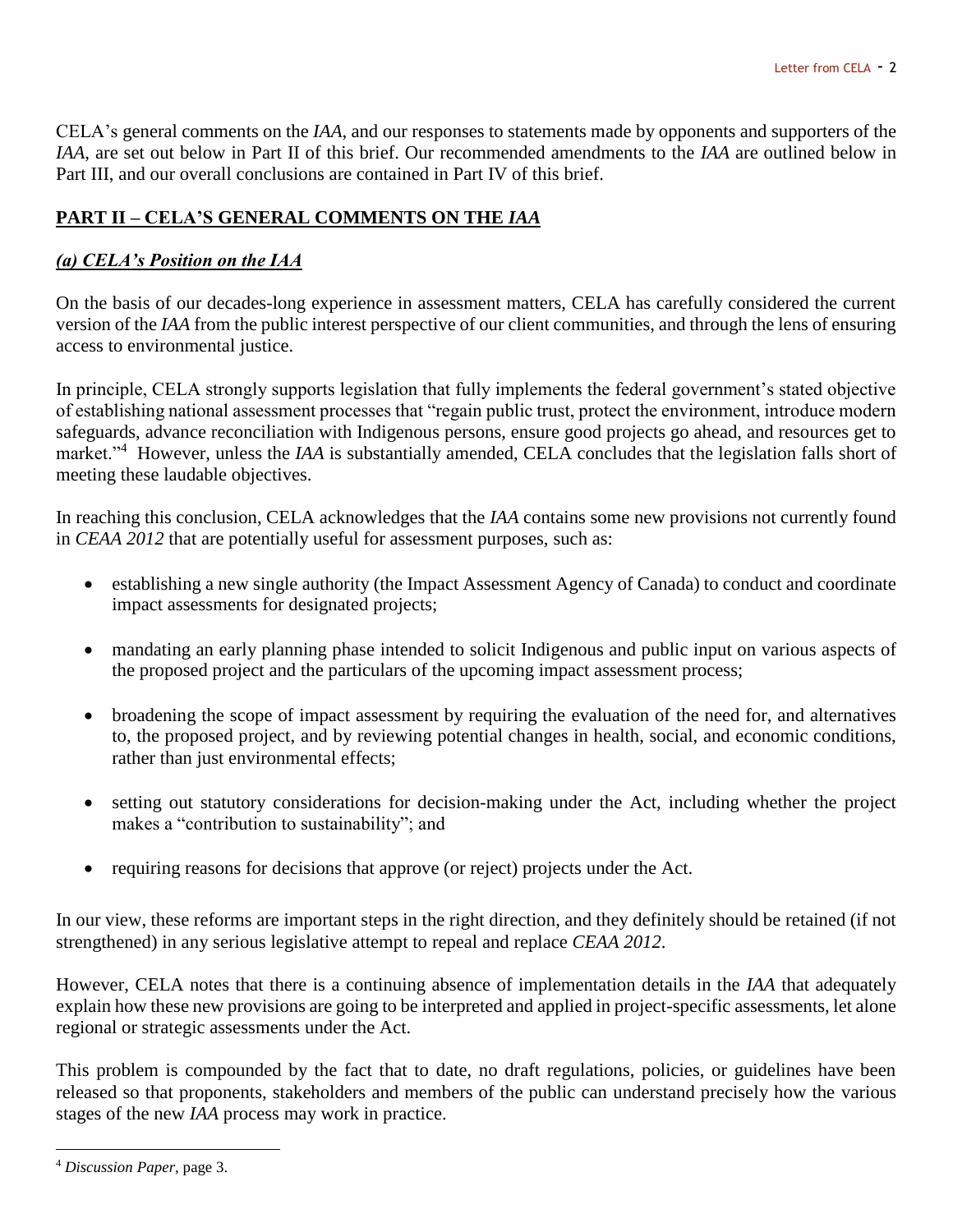CELA's general comments on the *IAA*, and our responses to statements made by opponents and supporters of the *IAA*, are set out below in Part II of this brief. Our recommended amendments to the *IAA* are outlined below in Part III, and our overall conclusions are contained in Part IV of this brief.

## PART II – CELA'S GENERAL COMMENTS ON THE *IAA*

### *(a) CELA's Position on the IAA*

On the basis of our decades-long experience in assessment matters, CELA has carefully considered the current version of the *IAA* from the public interest perspective of our client communities, and through the lens of ensuring access to environmental justice.

In principle, CELA strongly supports legislation that fully implements the federal government's stated objective of establishing national assessment processes that "regain public trust, protect the environment, introduce modern safeguards, advance reconciliation with Indigenous persons, ensure good projects go ahead, and resources get to market."[4] However, unless the *IAA* is substantially amended, CELA concludes that the legislation falls short of meeting these laudable objectives.

In reaching this conclusion, CELA acknowledges that the *IAA* contains some new provisions not currently found in *CEAA 2012* that are potentially useful for assessment purposes, such as:

- establishing a new single authority (the Impact Assessment Agency of Canada) to conduct and coordinate impact assessments for designated projects;
- mandating an early planning phase intended to solicit Indigenous and public input on various aspects of the proposed project and the particulars of the upcoming impact assessment process;
- broadening the scope of impact assessment by requiring the evaluation of the need for, and alternatives to, the proposed project, and by reviewing potential changes in health, social, and economic conditions, rather than just environmental effects;
- setting out statutory considerations for decision-making under the Act, including whether the project makes a "contribution to sustainability"; and
- requiring reasons for decisions that approve (or reject) projects under the Act.

In our view, these reforms are important steps in the right direction, and they definitely should be retained (if not strengthened) in any serious legislative attempt to repeal and replace *CEAA 2012*.

However, CELA notes that there is a continuing absence of implementation details in the *IAA* that adequately explain how these new provisions are going to be interpreted and applied in project-specific assessments, let alone regional or strategic assessments under the Act.

This problem is compounded by the fact that to date, no draft regulations, policies, or guidelines have been released so that proponents, stakeholders and members of the public can understand precisely how the various stages of the new *IAA* process may work in practice.

---

[4] *Discussion Paper*, page 3.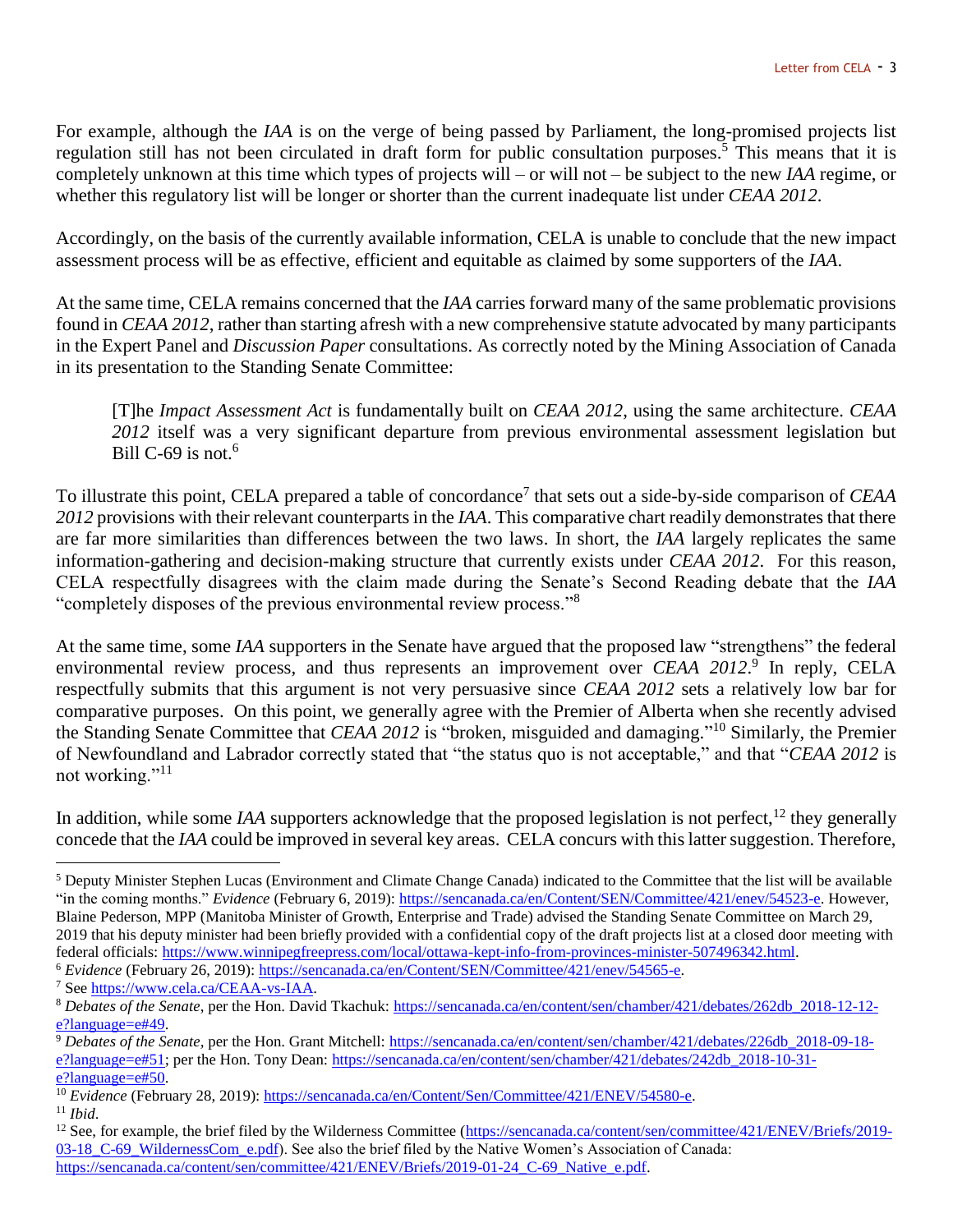For example, although the *IAA* is on the verge of being passed by Parliament, the long-promised projects list regulation still has not been circulated in draft form for public consultation purposes.[5] This means that it is completely unknown at this time which types of projects will – or will not – be subject to the new *IAA* regime, or whether this regulatory list will be longer or shorter than the current inadequate list under *CEAA 2012*.

Accordingly, on the basis of the currently available information, CELA is unable to conclude that the new impact assessment process will be as effective, efficient and equitable as claimed by some supporters of the *IAA*.

At the same time, CELA remains concerned that the *IAA* carries forward many of the same problematic provisions found in *CEAA 2012*, rather than starting afresh with a new comprehensive statute advocated by many participants in the Expert Panel and *Discussion Paper* consultations. As correctly noted by the Mining Association of Canada in its presentation to the Standing Senate Committee:

> [T]he *Impact Assessment Act* is fundamentally built on *CEAA 2012*, using the same architecture. *CEAA 2012* itself was a very significant departure from previous environmental assessment legislation but Bill C-69 is not.[6]

To illustrate this point, CELA prepared a table of concordance[7] that sets out a side-by-side comparison of *CEAA 2012* provisions with their relevant counterparts in the *IAA*. This comparative chart readily demonstrates that there are far more similarities than differences between the two laws. In short, the *IAA* largely replicates the same information-gathering and decision-making structure that currently exists under *CEAA 2012*. For this reason, CELA respectfully disagrees with the claim made during the Senate's Second Reading debate that the *IAA* "completely disposes of the previous environmental review process."[8]

At the same time, some *IAA* supporters in the Senate have argued that the proposed law "strengthens" the federal environmental review process, and thus represents an improvement over *CEAA 2012*.[9] In reply, CELA respectfully submits that this argument is not very persuasive since *CEAA 2012* sets a relatively low bar for comparative purposes. On this point, we generally agree with the Premier of Alberta when she recently advised the Standing Senate Committee that *CEAA 2012* is "broken, misguided and damaging."[10] Similarly, the Premier of Newfoundland and Labrador correctly stated that "the status quo is not acceptable," and that "*CEAA 2012* is not working."[11]

In addition, while some *IAA* supporters acknowledge that the proposed legislation is not perfect,[12] they generally concede that the *IAA* could be improved in several key areas. CELA concurs with this latter suggestion. Therefore,

---

[5] Deputy Minister Stephen Lucas (Environment and Climate Change Canada) indicated to the Committee that the list will be available "in the coming months." *Evidence* (February 6, 2019): https://sencanada.ca/en/Content/SEN/Committee/421/enev/54523-e. However, Blaine Pederson, MPP (Manitoba Minister of Growth, Enterprise and Trade) advised the Standing Senate Committee on March 29, 2019 that his deputy minister had been briefly provided with a confidential copy of the draft projects list at a closed door meeting with federal officials: https://www.winnipegfreepress.com/local/ottawa-kept-info-from-provinces-minister-507496342.html.

[6] *Evidence* (February 26, 2019): https://sencanada.ca/en/Content/SEN/Committee/421/enev/54565-e.

[7] See https://www.cela.ca/CEAA-vs-IAA.

[8] *Debates of the Senate*, per the Hon. David Tkachuk: https://sencanada.ca/en/content/sen/chamber/421/debates/262db_2018-12-12-e?language=e#49.

[9] *Debates of the Senate*, per the Hon. Grant Mitchell: https://sencanada.ca/en/content/sen/chamber/421/debates/226db_2018-09-18-e?language=e#51; per the Hon. Tony Dean: https://sencanada.ca/en/content/sen/chamber/421/debates/242db_2018-10-31-e?language=e#50.

[10] *Evidence* (February 28, 2019): https://sencanada.ca/en/Content/Sen/Committee/421/ENEV/54580-e.

[11] *Ibid*.

[12] See, for example, the brief filed by the Wilderness Committee (https://sencanada.ca/content/sen/committee/421/ENEV/Briefs/2019-03-18_C-69_WildernessCom_e.pdf). See also the brief filed by the Native Women's Association of Canada: https://sencanada.ca/content/sen/committee/421/ENEV/Briefs/2019-01-24_C-69_Native_e.pdf.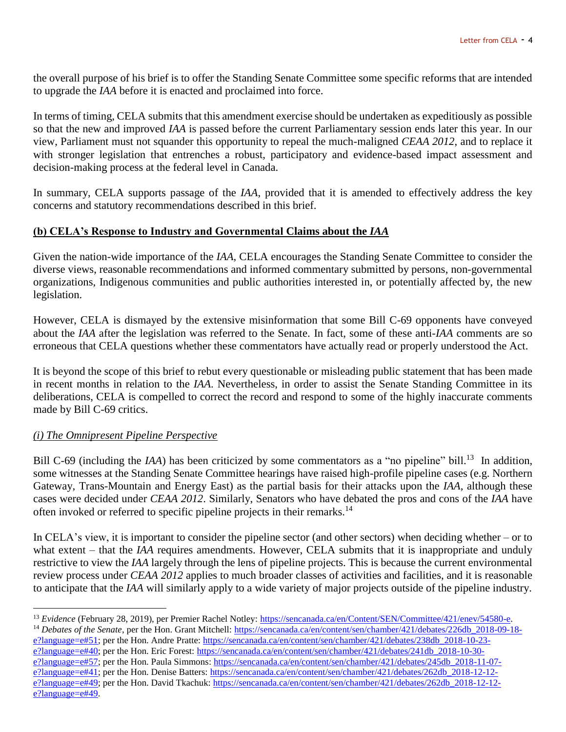the overall purpose of his brief is to offer the Standing Senate Committee some specific reforms that are intended to upgrade the *IAA* before it is enacted and proclaimed into force.

In terms of timing, CELA submits that this amendment exercise should be undertaken as expeditiously as possible so that the new and improved *IAA* is passed before the current Parliamentary session ends later this year. In our view, Parliament must not squander this opportunity to repeal the much-maligned *CEAA 2012*, and to replace it with stronger legislation that entrenches a robust, participatory and evidence-based impact assessment and decision-making process at the federal level in Canada.

In summary, CELA supports passage of the *IAA*, provided that it is amended to effectively address the key concerns and statutory recommendations described in this brief.

## **(b) CELA's Response to Industry and Governmental Claims about the *IAA***

Given the nation-wide importance of the *IAA*, CELA encourages the Standing Senate Committee to consider the diverse views, reasonable recommendations and informed commentary submitted by persons, non-governmental organizations, Indigenous communities and public authorities interested in, or potentially affected by, the new legislation.

However, CELA is dismayed by the extensive misinformation that some Bill C-69 opponents have conveyed about the *IAA* after the legislation was referred to the Senate. In fact, some of these anti-*IAA* comments are so erroneous that CELA questions whether these commentators have actually read or properly understood the Act.

It is beyond the scope of this brief to rebut every questionable or misleading public statement that has been made in recent months in relation to the *IAA*. Nevertheless, in order to assist the Senate Standing Committee in its deliberations, CELA is compelled to correct the record and respond to some of the highly inaccurate comments made by Bill C-69 critics.

### *(i) The Omnipresent Pipeline Perspective*

Bill C-69 (including the *IAA*) has been criticized by some commentators as a "no pipeline" bill.[13] In addition, some witnesses at the Standing Senate Committee hearings have raised high-profile pipeline cases (e.g. Northern Gateway, Trans-Mountain and Energy East) as the partial basis for their attacks upon the *IAA*, although these cases were decided under *CEAA 2012*. Similarly, Senators who have debated the pros and cons of the *IAA* have often invoked or referred to specific pipeline projects in their remarks.[14]

In CELA's view, it is important to consider the pipeline sector (and other sectors) when deciding whether – or to what extent – that the *IAA* requires amendments. However, CELA submits that it is inappropriate and unduly restrictive to view the *IAA* largely through the lens of pipeline projects. This is because the current environmental review process under *CEAA 2012* applies to much broader classes of activities and facilities, and it is reasonable to anticipate that the *IAA* will similarly apply to a wide variety of major projects outside of the pipeline industry.

---

[13] *Evidence* (February 28, 2019), per Premier Rachel Notley: https://sencanada.ca/en/Content/SEN/Committee/421/enev/54580-e.

[14] *Debates of the Senate*, per the Hon. Grant Mitchell: https://sencanada.ca/en/content/sen/chamber/421/debates/226db_2018-09-18-e?language=e#51; per the Hon. Andre Pratte: https://sencanada.ca/en/content/sen/chamber/421/debates/238db_2018-10-23-e?language=e#40; per the Hon. Eric Forest: https://sencanada.ca/en/content/sen/chamber/421/debates/241db_2018-10-30-e?language=e#57; per the Hon. Paula Simmons: https://sencanada.ca/en/content/sen/chamber/421/debates/245db_2018-11-07-e?language=e#41; per the Hon. Denise Batters: https://sencanada.ca/en/content/sen/chamber/421/debates/262db_2018-12-12-e?language=e#49; per the Hon. David Tkachuk: https://sencanada.ca/en/content/sen/chamber/421/debates/262db_2018-12-12-e?language=e#49.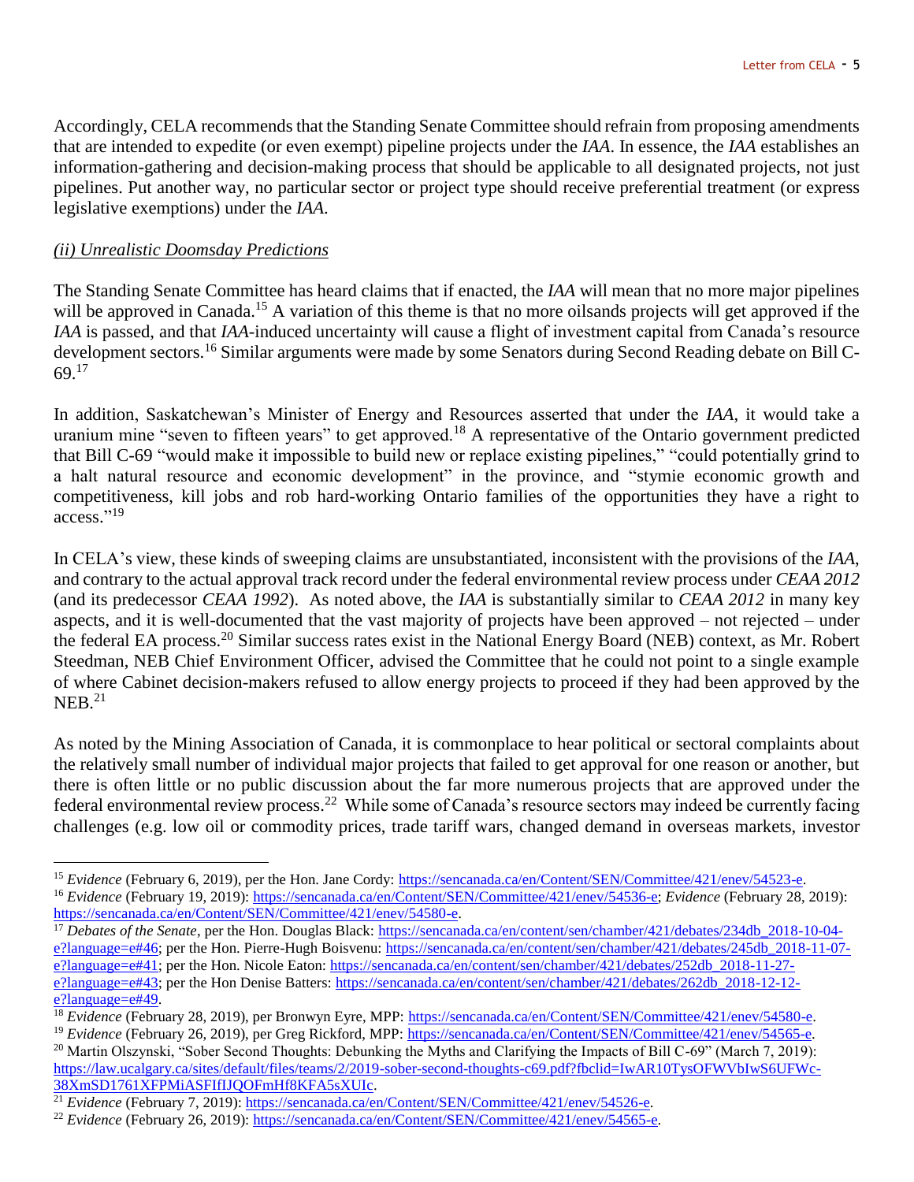Accordingly, CELA recommends that the Standing Senate Committee should refrain from proposing amendments that are intended to expedite (or even exempt) pipeline projects under the *IAA*. In essence, the *IAA* establishes an information-gathering and decision-making process that should be applicable to all designated projects, not just pipelines. Put another way, no particular sector or project type should receive preferential treatment (or express legislative exemptions) under the *IAA*.

*(ii) Unrealistic Doomsday Predictions*

The Standing Senate Committee has heard claims that if enacted, the *IAA* will mean that no more major pipelines will be approved in Canada.[15] A variation of this theme is that no more oilsands projects will get approved if the *IAA* is passed, and that *IAA*-induced uncertainty will cause a flight of investment capital from Canada's resource development sectors.[16] Similar arguments were made by some Senators during Second Reading debate on Bill C-69.[17]

In addition, Saskatchewan's Minister of Energy and Resources asserted that under the *IAA*, it would take a uranium mine "seven to fifteen years" to get approved.[18] A representative of the Ontario government predicted that Bill C-69 "would make it impossible to build new or replace existing pipelines," "could potentially grind to a halt natural resource and economic development" in the province, and "stymie economic growth and competitiveness, kill jobs and rob hard-working Ontario families of the opportunities they have a right to access."[19]

In CELA's view, these kinds of sweeping claims are unsubstantiated, inconsistent with the provisions of the *IAA*, and contrary to the actual approval track record under the federal environmental review process under *CEAA 2012* (and its predecessor *CEAA 1992*). As noted above, the *IAA* is substantially similar to *CEAA 2012* in many key aspects, and it is well-documented that the vast majority of projects have been approved – not rejected – under the federal EA process.[20] Similar success rates exist in the National Energy Board (NEB) context, as Mr. Robert Steedman, NEB Chief Environment Officer, advised the Committee that he could not point to a single example of where Cabinet decision-makers refused to allow energy projects to proceed if they had been approved by the NEB.[21]

As noted by the Mining Association of Canada, it is commonplace to hear political or sectoral complaints about the relatively small number of individual major projects that failed to get approval for one reason or another, but there is often little or no public discussion about the far more numerous projects that are approved under the federal environmental review process.[22] While some of Canada's resource sectors may indeed be currently facing challenges (e.g. low oil or commodity prices, trade tariff wars, changed demand in overseas markets, investor

---

[15] *Evidence* (February 6, 2019), per the Hon. Jane Cordy: https://sencanada.ca/en/Content/SEN/Committee/421/enev/54523-e.

[16] *Evidence* (February 19, 2019): https://sencanada.ca/en/Content/SEN/Committee/421/enev/54536-e; *Evidence* (February 28, 2019): https://sencanada.ca/en/Content/SEN/Committee/421/enev/54580-e.

[17] *Debates of the Senate*, per the Hon. Douglas Black: https://sencanada.ca/en/content/sen/chamber/421/debates/234db_2018-10-04-e?language=e#46; per the Hon. Pierre-Hugh Boisvenu: https://sencanada.ca/en/content/sen/chamber/421/debates/245db_2018-11-07-e?language=e#41; per the Hon. Nicole Eaton: https://sencanada.ca/en/content/sen/chamber/421/debates/252db_2018-11-27-e?language=e#43; per the Hon Denise Batters: https://sencanada.ca/en/content/sen/chamber/421/debates/262db_2018-12-12-e?language=e#49.

[18] *Evidence* (February 28, 2019), per Bronwyn Eyre, MPP: https://sencanada.ca/en/Content/SEN/Committee/421/enev/54580-e.

[19] *Evidence* (February 26, 2019), per Greg Rickford, MPP: https://sencanada.ca/en/Content/SEN/Committee/421/enev/54565-e.

[20] Martin Olszynski, "Sober Second Thoughts: Debunking the Myths and Clarifying the Impacts of Bill C-69" (March 7, 2019): https://law.ucalgary.ca/sites/default/files/teams/2/2019-sober-second-thoughts-c69.pdf?fbclid=IwAR10TysOFWVbIwS6UFWc-38XmSD1761XFPMiASFIfIJQOFmHf8KFA5sXUIc.

[21] *Evidence* (February 7, 2019): https://sencanada.ca/en/Content/SEN/Committee/421/enev/54526-e.

[22] *Evidence* (February 26, 2019): https://sencanada.ca/en/Content/SEN/Committee/421/enev/54565-e.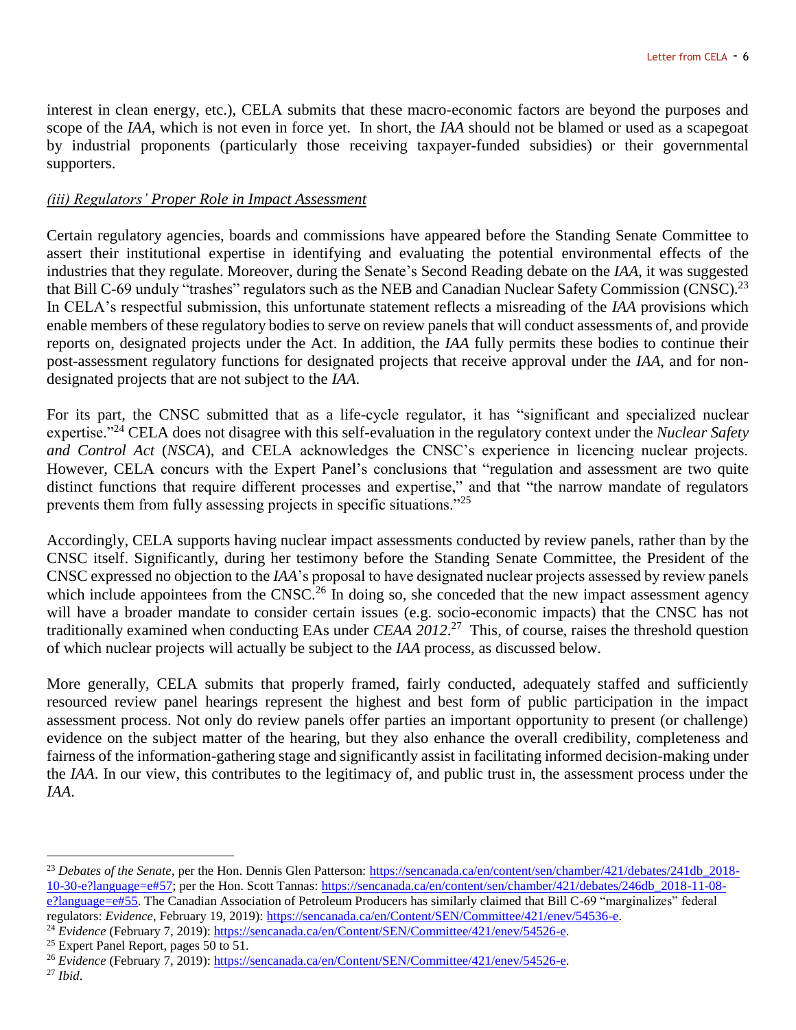interest in clean energy, etc.), CELA submits that these macro-economic factors are beyond the purposes and scope of the *IAA*, which is not even in force yet. In short, the *IAA* should not be blamed or used as a scapegoat by industrial proponents (particularly those receiving taxpayer-funded subsidies) or their governmental supporters.

*(iii) Regulators' Proper Role in Impact Assessment*

Certain regulatory agencies, boards and commissions have appeared before the Standing Senate Committee to assert their institutional expertise in identifying and evaluating the potential environmental effects of the industries that they regulate. Moreover, during the Senate's Second Reading debate on the *IAA*, it was suggested that Bill C-69 unduly "trashes" regulators such as the NEB and Canadian Nuclear Safety Commission (CNSC).[23] In CELA's respectful submission, this unfortunate statement reflects a misreading of the *IAA* provisions which enable members of these regulatory bodies to serve on review panels that will conduct assessments of, and provide reports on, designated projects under the Act. In addition, the *IAA* fully permits these bodies to continue their post-assessment regulatory functions for designated projects that receive approval under the *IAA*, and for non-designated projects that are not subject to the *IAA*.

For its part, the CNSC submitted that as a life-cycle regulator, it has "significant and specialized nuclear expertise."[24] CELA does not disagree with this self-evaluation in the regulatory context under the *Nuclear Safety and Control Act* (*NSCA*), and CELA acknowledges the CNSC's experience in licencing nuclear projects. However, CELA concurs with the Expert Panel's conclusions that "regulation and assessment are two quite distinct functions that require different processes and expertise," and that "the narrow mandate of regulators prevents them from fully assessing projects in specific situations."[25]

Accordingly, CELA supports having nuclear impact assessments conducted by review panels, rather than by the CNSC itself. Significantly, during her testimony before the Standing Senate Committee, the President of the CNSC expressed no objection to the *IAA*'s proposal to have designated nuclear projects assessed by review panels which include appointees from the CNSC.[26] In doing so, she conceded that the new impact assessment agency will have a broader mandate to consider certain issues (e.g. socio-economic impacts) that the CNSC has not traditionally examined when conducting EAs under *CEAA 2012*.[27] This, of course, raises the threshold question of which nuclear projects will actually be subject to the *IAA* process, as discussed below.

More generally, CELA submits that properly framed, fairly conducted, adequately staffed and sufficiently resourced review panel hearings represent the highest and best form of public participation in the impact assessment process. Not only do review panels offer parties an important opportunity to present (or challenge) evidence on the subject matter of the hearing, but they also enhance the overall credibility, completeness and fairness of the information-gathering stage and significantly assist in facilitating informed decision-making under the *IAA*. In our view, this contributes to the legitimacy of, and public trust in, the assessment process under the *IAA*.

---

[23] *Debates of the Senate*, per the Hon. Dennis Glen Patterson: https://sencanada.ca/en/content/sen/chamber/421/debates/241db_2018-10-30-e?language=e#57; per the Hon. Scott Tannas: https://sencanada.ca/en/content/sen/chamber/421/debates/246db_2018-11-08-e?language=e#55. The Canadian Association of Petroleum Producers has similarly claimed that Bill C-69 "marginalizes" federal regulators: *Evidence*, February 19, 2019): https://sencanada.ca/en/Content/SEN/Committee/421/enev/54536-e.

[24] *Evidence* (February 7, 2019): https://sencanada.ca/en/Content/SEN/Committee/421/enev/54526-e.

[25] Expert Panel Report, pages 50 to 51.

[26] *Evidence* (February 7, 2019): https://sencanada.ca/en/Content/SEN/Committee/421/enev/54526-e.

[27] *Ibid.*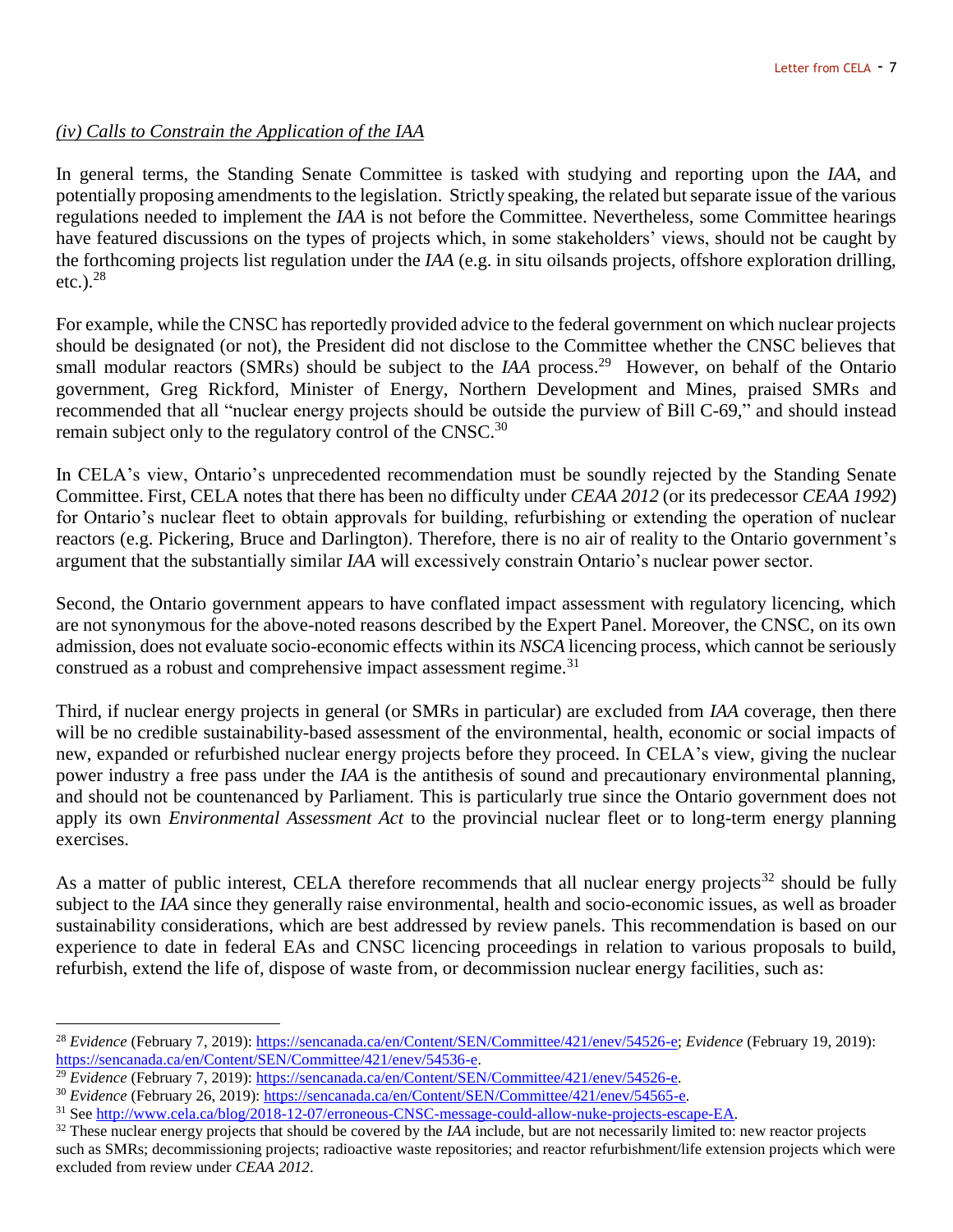*(iv) Calls to Constrain the Application of the IAA*

In general terms, the Standing Senate Committee is tasked with studying and reporting upon the *IAA*, and potentially proposing amendments to the legislation. Strictly speaking, the related but separate issue of the various regulations needed to implement the *IAA* is not before the Committee. Nevertheless, some Committee hearings have featured discussions on the types of projects which, in some stakeholders' views, should not be caught by the forthcoming projects list regulation under the *IAA* (e.g. in situ oilsands projects, offshore exploration drilling, etc.).[28]

For example, while the CNSC has reportedly provided advice to the federal government on which nuclear projects should be designated (or not), the President did not disclose to the Committee whether the CNSC believes that small modular reactors (SMRs) should be subject to the *IAA* process.[29] However, on behalf of the Ontario government, Greg Rickford, Minister of Energy, Northern Development and Mines, praised SMRs and recommended that all "nuclear energy projects should be outside the purview of Bill C-69," and should instead remain subject only to the regulatory control of the CNSC.[30]

In CELA's view, Ontario's unprecedented recommendation must be soundly rejected by the Standing Senate Committee. First, CELA notes that there has been no difficulty under *CEAA 2012* (or its predecessor *CEAA 1992*) for Ontario's nuclear fleet to obtain approvals for building, refurbishing or extending the operation of nuclear reactors (e.g. Pickering, Bruce and Darlington). Therefore, there is no air of reality to the Ontario government's argument that the substantially similar *IAA* will excessively constrain Ontario's nuclear power sector.

Second, the Ontario government appears to have conflated impact assessment with regulatory licencing, which are not synonymous for the above-noted reasons described by the Expert Panel. Moreover, the CNSC, on its own admission, does not evaluate socio-economic effects within its *NSCA* licencing process, which cannot be seriously construed as a robust and comprehensive impact assessment regime.[31]

Third, if nuclear energy projects in general (or SMRs in particular) are excluded from *IAA* coverage, then there will be no credible sustainability-based assessment of the environmental, health, economic or social impacts of new, expanded or refurbished nuclear energy projects before they proceed. In CELA's view, giving the nuclear power industry a free pass under the *IAA* is the antithesis of sound and precautionary environmental planning, and should not be countenanced by Parliament. This is particularly true since the Ontario government does not apply its own *Environmental Assessment Act* to the provincial nuclear fleet or to long-term energy planning exercises.

As a matter of public interest, CELA therefore recommends that all nuclear energy projects[32] should be fully subject to the *IAA* since they generally raise environmental, health and socio-economic issues, as well as broader sustainability considerations, which are best addressed by review panels. This recommendation is based on our experience to date in federal EAs and CNSC licencing proceedings in relation to various proposals to build, refurbish, extend the life of, dispose of waste from, or decommission nuclear energy facilities, such as:

---

[28] *Evidence* (February 7, 2019): https://sencanada.ca/en/Content/SEN/Committee/421/enev/54526-e; *Evidence* (February 19, 2019): https://sencanada.ca/en/Content/SEN/Committee/421/enev/54536-e.

[29] *Evidence* (February 7, 2019): https://sencanada.ca/en/Content/SEN/Committee/421/enev/54526-e.

[30] *Evidence* (February 26, 2019): https://sencanada.ca/en/Content/SEN/Committee/421/enev/54565-e.

[31] See http://www.cela.ca/blog/2018-12-07/erroneous-CNSC-message-could-allow-nuke-projects-escape-EA.

[32] These nuclear energy projects that should be covered by the *IAA* include, but are not necessarily limited to: new reactor projects such as SMRs; decommissioning projects; radioactive waste repositories; and reactor refurbishment/life extension projects which were excluded from review under *CEAA 2012*.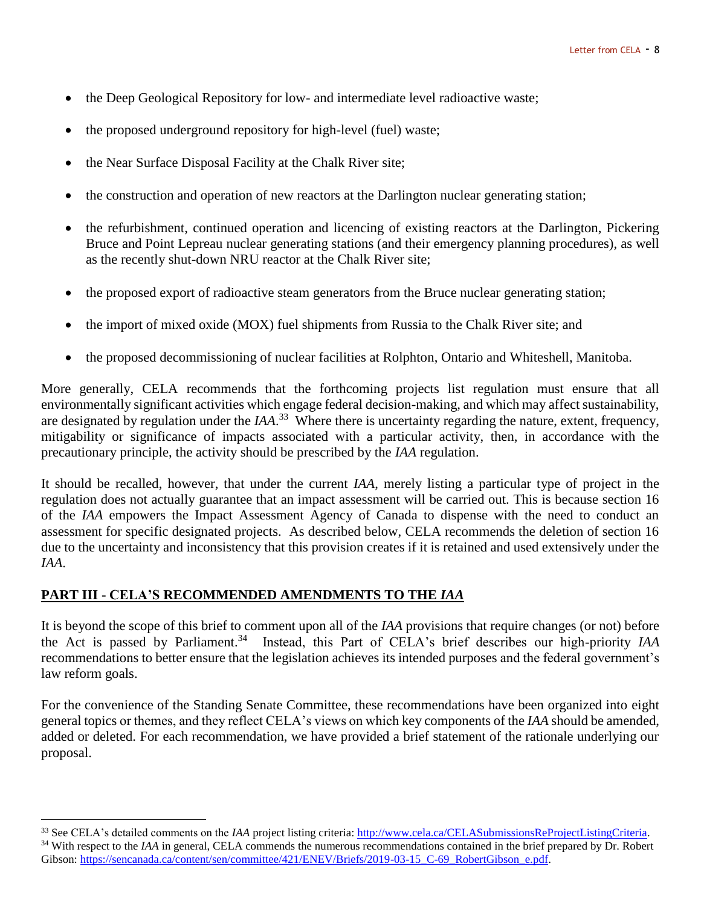- the Deep Geological Repository for low- and intermediate level radioactive waste;
- the proposed underground repository for high-level (fuel) waste;
- the Near Surface Disposal Facility at the Chalk River site;
- the construction and operation of new reactors at the Darlington nuclear generating station;
- the refurbishment, continued operation and licencing of existing reactors at the Darlington, Pickering Bruce and Point Lepreau nuclear generating stations (and their emergency planning procedures), as well as the recently shut-down NRU reactor at the Chalk River site;
- the proposed export of radioactive steam generators from the Bruce nuclear generating station;
- the import of mixed oxide (MOX) fuel shipments from Russia to the Chalk River site; and
- the proposed decommissioning of nuclear facilities at Rolphton, Ontario and Whiteshell, Manitoba.

More generally, CELA recommends that the forthcoming projects list regulation must ensure that all environmentally significant activities which engage federal decision-making, and which may affect sustainability, are designated by regulation under the *IAA*.[33] Where there is uncertainty regarding the nature, extent, frequency, mitigability or significance of impacts associated with a particular activity, then, in accordance with the precautionary principle, the activity should be prescribed by the *IAA* regulation.

It should be recalled, however, that under the current *IAA*, merely listing a particular type of project in the regulation does not actually guarantee that an impact assessment will be carried out. This is because section 16 of the *IAA* empowers the Impact Assessment Agency of Canada to dispense with the need to conduct an assessment for specific designated projects. As described below, CELA recommends the deletion of section 16 due to the uncertainty and inconsistency that this provision creates if it is retained and used extensively under the *IAA*.

## PART III - CELA'S RECOMMENDED AMENDMENTS TO THE *IAA*

It is beyond the scope of this brief to comment upon all of the *IAA* provisions that require changes (or not) before the Act is passed by Parliament.[34] Instead, this Part of CELA's brief describes our high-priority *IAA* recommendations to better ensure that the legislation achieves its intended purposes and the federal government's law reform goals.

For the convenience of the Standing Senate Committee, these recommendations have been organized into eight general topics or themes, and they reflect CELA's views on which key components of the *IAA* should be amended, added or deleted. For each recommendation, we have provided a brief statement of the rationale underlying our proposal.

---

[33] See CELA's detailed comments on the *IAA* project listing criteria: http://www.cela.ca/CELASubmissionsReProjectListingCriteria.

[34] With respect to the *IAA* in general, CELA commends the numerous recommendations contained in the brief prepared by Dr. Robert Gibson: https://sencanada.ca/content/sen/committee/421/ENEV/Briefs/2019-03-15_C-69_RobertGibson_e.pdf.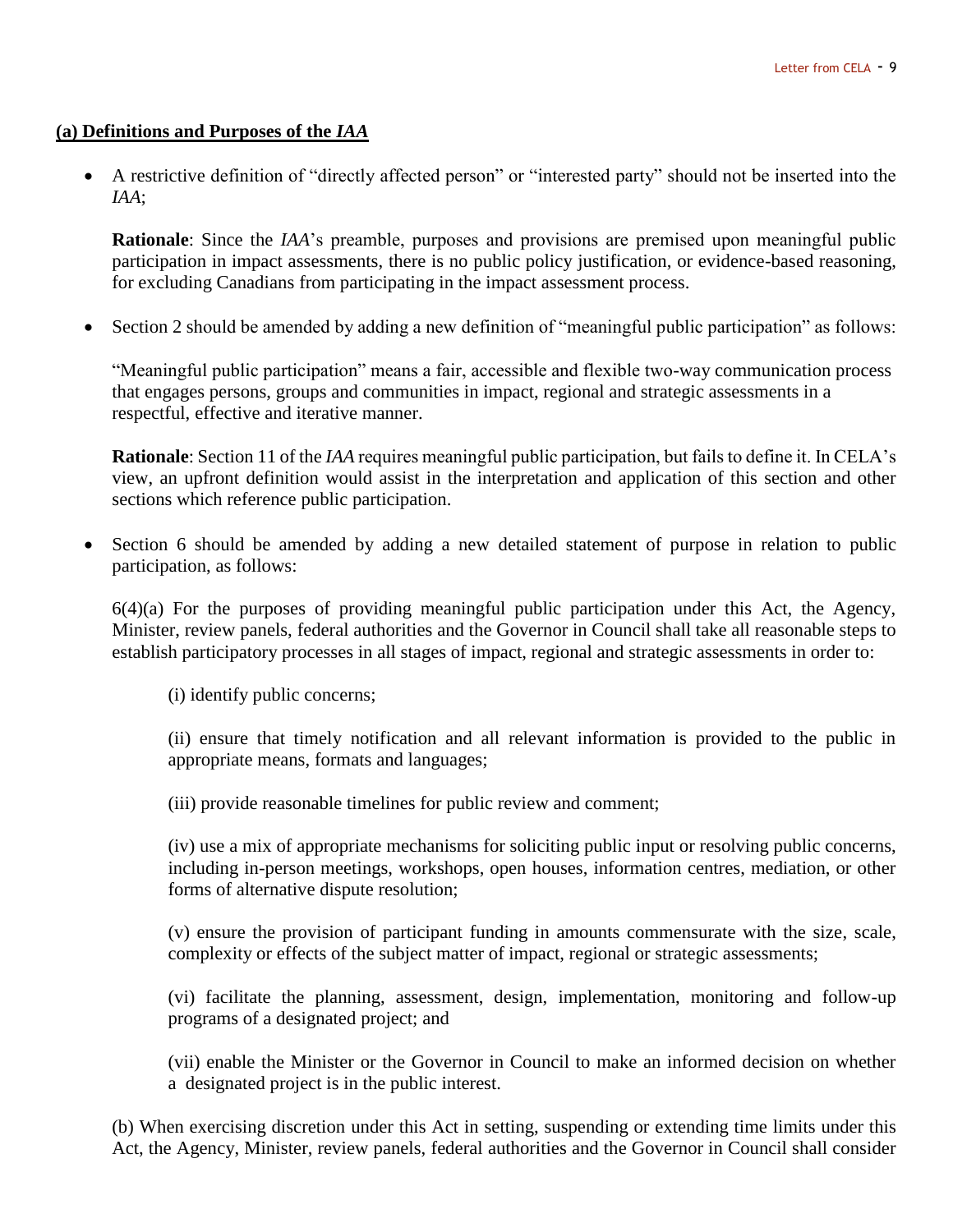**(a) Definitions and Purposes of the *IAA***

- A restrictive definition of "directly affected person" or "interested party" should not be inserted into the *IAA*;

  **Rationale**: Since the *IAA*'s preamble, purposes and provisions are premised upon meaningful public participation in impact assessments, there is no public policy justification, or evidence-based reasoning, for excluding Canadians from participating in the impact assessment process.

- Section 2 should be amended by adding a new definition of "meaningful public participation" as follows:

  "Meaningful public participation" means a fair, accessible and flexible two-way communication process that engages persons, groups and communities in impact, regional and strategic assessments in a respectful, effective and iterative manner.

  **Rationale**: Section 11 of the *IAA* requires meaningful public participation, but fails to define it. In CELA's view, an upfront definition would assist in the interpretation and application of this section and other sections which reference public participation.

- Section 6 should be amended by adding a new detailed statement of purpose in relation to public participation, as follows:

  6(4)(a) For the purposes of providing meaningful public participation under this Act, the Agency, Minister, review panels, federal authorities and the Governor in Council shall take all reasonable steps to establish participatory processes in all stages of impact, regional and strategic assessments in order to:

  (i) identify public concerns;

  (ii) ensure that timely notification and all relevant information is provided to the public in appropriate means, formats and languages;

  (iii) provide reasonable timelines for public review and comment;

  (iv) use a mix of appropriate mechanisms for soliciting public input or resolving public concerns, including in-person meetings, workshops, open houses, information centres, mediation, or other forms of alternative dispute resolution;

  (v) ensure the provision of participant funding in amounts commensurate with the size, scale, complexity or effects of the subject matter of impact, regional or strategic assessments;

  (vi) facilitate the planning, assessment, design, implementation, monitoring and follow-up programs of a designated project; and

  (vii) enable the Minister or the Governor in Council to make an informed decision on whether a designated project is in the public interest.

  (b) When exercising discretion under this Act in setting, suspending or extending time limits under this Act, the Agency, Minister, review panels, federal authorities and the Governor in Council shall consider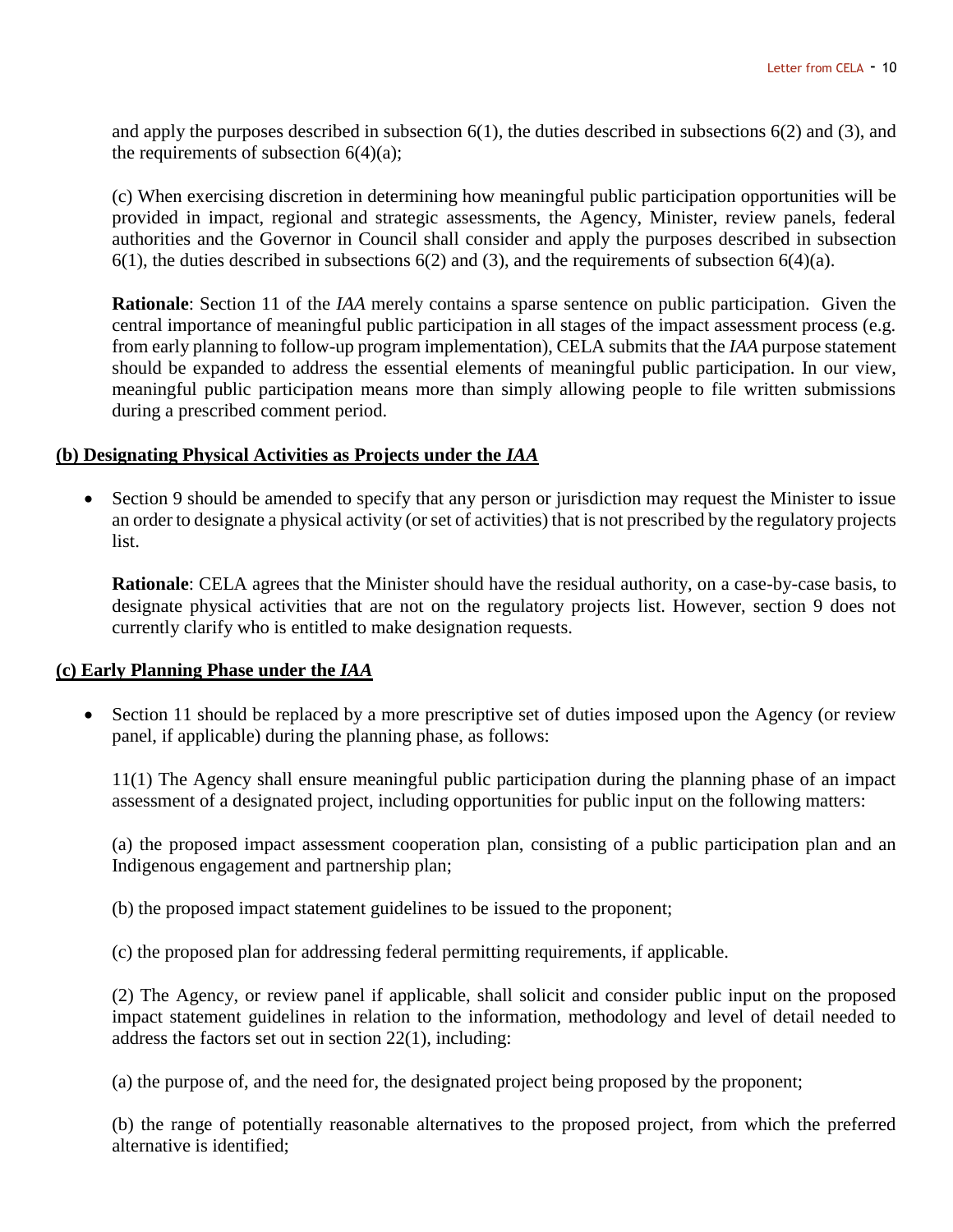and apply the purposes described in subsection 6(1), the duties described in subsections 6(2) and (3), and the requirements of subsection 6(4)(a);

(c) When exercising discretion in determining how meaningful public participation opportunities will be provided in impact, regional and strategic assessments, the Agency, Minister, review panels, federal authorities and the Governor in Council shall consider and apply the purposes described in subsection 6(1), the duties described in subsections 6(2) and (3), and the requirements of subsection 6(4)(a).

**Rationale**: Section 11 of the *IAA* merely contains a sparse sentence on public participation. Given the central importance of meaningful public participation in all stages of the impact assessment process (e.g. from early planning to follow-up program implementation), CELA submits that the *IAA* purpose statement should be expanded to address the essential elements of meaningful public participation. In our view, meaningful public participation means more than simply allowing people to file written submissions during a prescribed comment period.

**(b) Designating Physical Activities as Projects under the *IAA***

- Section 9 should be amended to specify that any person or jurisdiction may request the Minister to issue an order to designate a physical activity (or set of activities) that is not prescribed by the regulatory projects list.

  **Rationale**: CELA agrees that the Minister should have the residual authority, on a case-by-case basis, to designate physical activities that are not on the regulatory projects list. However, section 9 does not currently clarify who is entitled to make designation requests.

**(c) Early Planning Phase under the *IAA***

- Section 11 should be replaced by a more prescriptive set of duties imposed upon the Agency (or review panel, if applicable) during the planning phase, as follows:

  11(1) The Agency shall ensure meaningful public participation during the planning phase of an impact assessment of a designated project, including opportunities for public input on the following matters:

  (a) the proposed impact assessment cooperation plan, consisting of a public participation plan and an Indigenous engagement and partnership plan;

  (b) the proposed impact statement guidelines to be issued to the proponent;

  (c) the proposed plan for addressing federal permitting requirements, if applicable.

  (2) The Agency, or review panel if applicable, shall solicit and consider public input on the proposed impact statement guidelines in relation to the information, methodology and level of detail needed to address the factors set out in section 22(1), including:

  (a) the purpose of, and the need for, the designated project being proposed by the proponent;

  (b) the range of potentially reasonable alternatives to the proposed project, from which the preferred alternative is identified;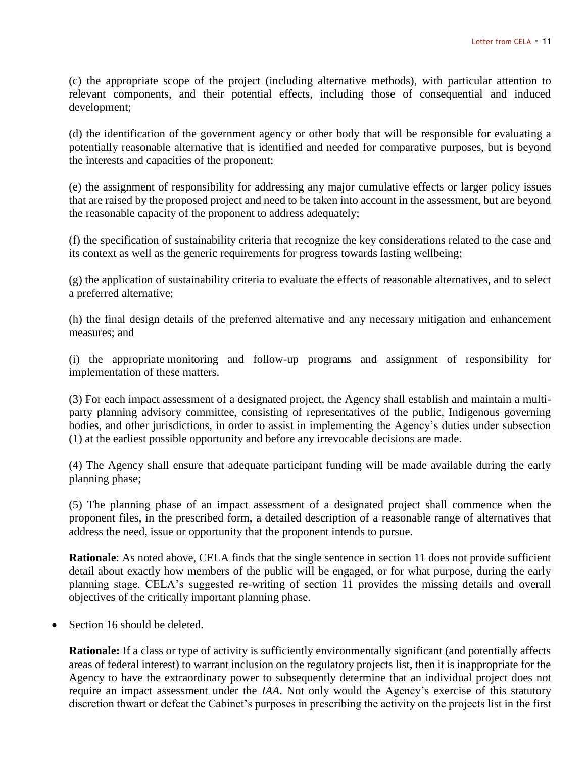(c) the appropriate scope of the project (including alternative methods), with particular attention to relevant components, and their potential effects, including those of consequential and induced development;

(d) the identification of the government agency or other body that will be responsible for evaluating a potentially reasonable alternative that is identified and needed for comparative purposes, but is beyond the interests and capacities of the proponent;

(e) the assignment of responsibility for addressing any major cumulative effects or larger policy issues that are raised by the proposed project and need to be taken into account in the assessment, but are beyond the reasonable capacity of the proponent to address adequately;

(f) the specification of sustainability criteria that recognize the key considerations related to the case and its context as well as the generic requirements for progress towards lasting wellbeing;

(g) the application of sustainability criteria to evaluate the effects of reasonable alternatives, and to select a preferred alternative;

(h) the final design details of the preferred alternative and any necessary mitigation and enhancement measures; and

(i) the appropriate monitoring and follow-up programs and assignment of responsibility for implementation of these matters.

(3) For each impact assessment of a designated project, the Agency shall establish and maintain a multi-party planning advisory committee, consisting of representatives of the public, Indigenous governing bodies, and other jurisdictions, in order to assist in implementing the Agency's duties under subsection (1) at the earliest possible opportunity and before any irrevocable decisions are made.

(4) The Agency shall ensure that adequate participant funding will be made available during the early planning phase;

(5) The planning phase of an impact assessment of a designated project shall commence when the proponent files, in the prescribed form, a detailed description of a reasonable range of alternatives that address the need, issue or opportunity that the proponent intends to pursue.

**Rationale**: As noted above, CELA finds that the single sentence in section 11 does not provide sufficient detail about exactly how members of the public will be engaged, or for what purpose, during the early planning stage. CELA's suggested re-writing of section 11 provides the missing details and overall objectives of the critically important planning phase.

- Section 16 should be deleted.

  **Rationale:** If a class or type of activity is sufficiently environmentally significant (and potentially affects areas of federal interest) to warrant inclusion on the regulatory projects list, then it is inappropriate for the Agency to have the extraordinary power to subsequently determine that an individual project does not require an impact assessment under the *IAA*. Not only would the Agency's exercise of this statutory discretion thwart or defeat the Cabinet's purposes in prescribing the activity on the projects list in the first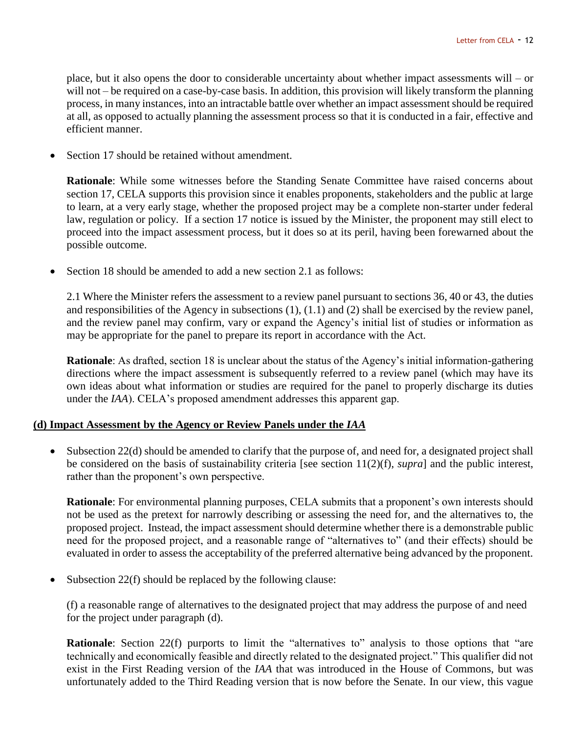place, but it also opens the door to considerable uncertainty about whether impact assessments will – or will not – be required on a case-by-case basis. In addition, this provision will likely transform the planning process, in many instances, into an intractable battle over whether an impact assessment should be required at all, as opposed to actually planning the assessment process so that it is conducted in a fair, effective and efficient manner.

- Section 17 should be retained without amendment.

  **Rationale**: While some witnesses before the Standing Senate Committee have raised concerns about section 17, CELA supports this provision since it enables proponents, stakeholders and the public at large to learn, at a very early stage, whether the proposed project may be a complete non-starter under federal law, regulation or policy. If a section 17 notice is issued by the Minister, the proponent may still elect to proceed into the impact assessment process, but it does so at its peril, having been forewarned about the possible outcome.

- Section 18 should be amended to add a new section 2.1 as follows:

  2.1 Where the Minister refers the assessment to a review panel pursuant to sections 36, 40 or 43, the duties and responsibilities of the Agency in subsections (1), (1.1) and (2) shall be exercised by the review panel, and the review panel may confirm, vary or expand the Agency's initial list of studies or information as may be appropriate for the panel to prepare its report in accordance with the Act.

  **Rationale**: As drafted, section 18 is unclear about the status of the Agency's initial information-gathering directions where the impact assessment is subsequently referred to a review panel (which may have its own ideas about what information or studies are required for the panel to properly discharge its duties under the *IAA*). CELA's proposed amendment addresses this apparent gap.

**(d) Impact Assessment by the Agency or Review Panels under the *IAA***

- Subsection 22(d) should be amended to clarify that the purpose of, and need for, a designated project shall be considered on the basis of sustainability criteria [see section 11(2)(f), *supra*] and the public interest, rather than the proponent's own perspective.

  **Rationale**: For environmental planning purposes, CELA submits that a proponent's own interests should not be used as the pretext for narrowly describing or assessing the need for, and the alternatives to, the proposed project. Instead, the impact assessment should determine whether there is a demonstrable public need for the proposed project, and a reasonable range of "alternatives to" (and their effects) should be evaluated in order to assess the acceptability of the preferred alternative being advanced by the proponent.

- Subsection 22(f) should be replaced by the following clause:

  (f) a reasonable range of alternatives to the designated project that may address the purpose of and need for the project under paragraph (d).

  **Rationale**: Section 22(f) purports to limit the "alternatives to" analysis to those options that "are technically and economically feasible and directly related to the designated project." This qualifier did not exist in the First Reading version of the *IAA* that was introduced in the House of Commons, but was unfortunately added to the Third Reading version that is now before the Senate. In our view, this vague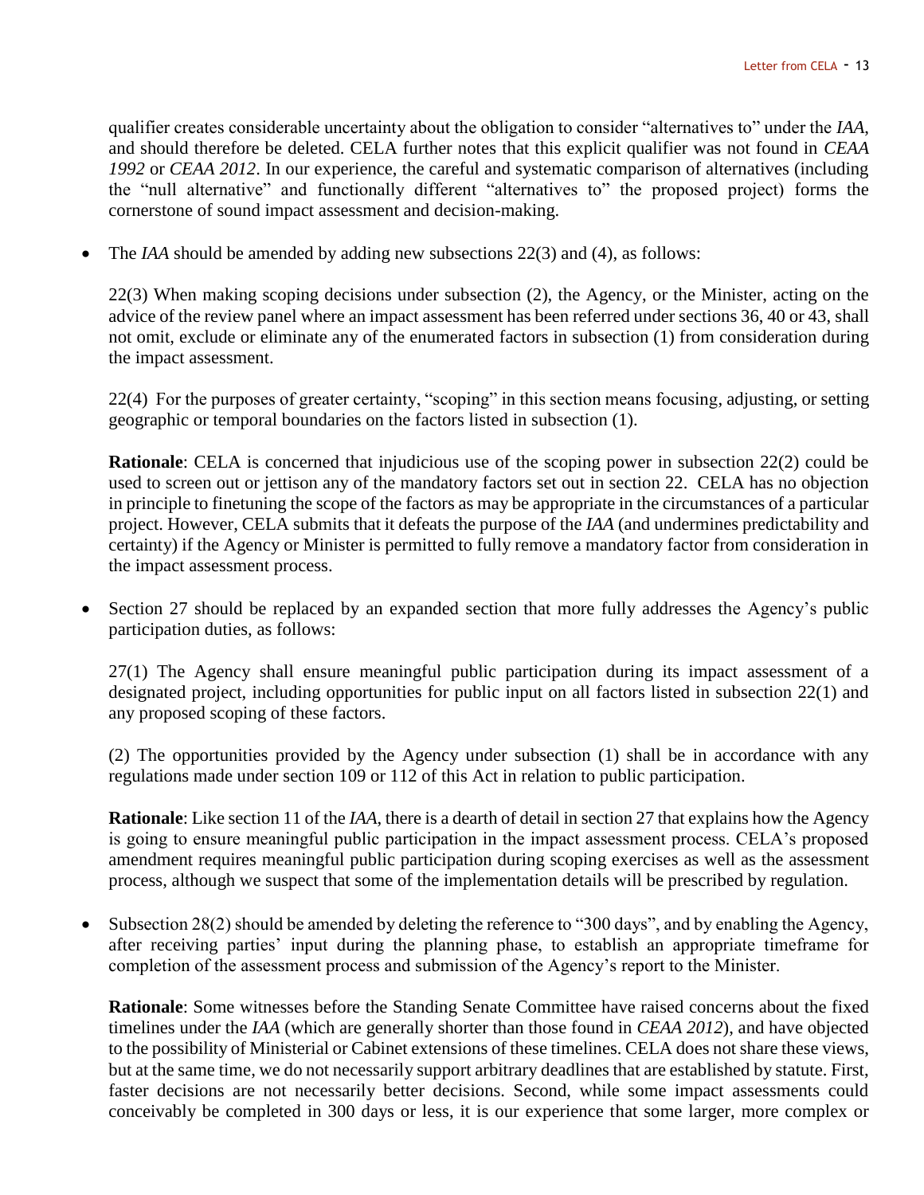qualifier creates considerable uncertainty about the obligation to consider "alternatives to" under the *IAA*, and should therefore be deleted. CELA further notes that this explicit qualifier was not found in *CEAA 1992* or *CEAA 2012*. In our experience, the careful and systematic comparison of alternatives (including the "null alternative" and functionally different "alternatives to" the proposed project) forms the cornerstone of sound impact assessment and decision-making.

- The *IAA* should be amended by adding new subsections 22(3) and (4), as follows:

  22(3) When making scoping decisions under subsection (2), the Agency, or the Minister, acting on the advice of the review panel where an impact assessment has been referred under sections 36, 40 or 43, shall not omit, exclude or eliminate any of the enumerated factors in subsection (1) from consideration during the impact assessment.

  22(4) For the purposes of greater certainty, "scoping" in this section means focusing, adjusting, or setting geographic or temporal boundaries on the factors listed in subsection (1).

  **Rationale**: CELA is concerned that injudicious use of the scoping power in subsection 22(2) could be used to screen out or jettison any of the mandatory factors set out in section 22. CELA has no objection in principle to finetuning the scope of the factors as may be appropriate in the circumstances of a particular project. However, CELA submits that it defeats the purpose of the *IAA* (and undermines predictability and certainty) if the Agency or Minister is permitted to fully remove a mandatory factor from consideration in the impact assessment process.

- Section 27 should be replaced by an expanded section that more fully addresses the Agency's public participation duties, as follows:

  27(1) The Agency shall ensure meaningful public participation during its impact assessment of a designated project, including opportunities for public input on all factors listed in subsection 22(1) and any proposed scoping of these factors.

  (2) The opportunities provided by the Agency under subsection (1) shall be in accordance with any regulations made under section 109 or 112 of this Act in relation to public participation.

  **Rationale**: Like section 11 of the *IAA*, there is a dearth of detail in section 27 that explains how the Agency is going to ensure meaningful public participation in the impact assessment process. CELA's proposed amendment requires meaningful public participation during scoping exercises as well as the assessment process, although we suspect that some of the implementation details will be prescribed by regulation.

- Subsection 28(2) should be amended by deleting the reference to "300 days", and by enabling the Agency, after receiving parties' input during the planning phase, to establish an appropriate timeframe for completion of the assessment process and submission of the Agency's report to the Minister.

  **Rationale**: Some witnesses before the Standing Senate Committee have raised concerns about the fixed timelines under the *IAA* (which are generally shorter than those found in *CEAA 2012*), and have objected to the possibility of Ministerial or Cabinet extensions of these timelines. CELA does not share these views, but at the same time, we do not necessarily support arbitrary deadlines that are established by statute. First, faster decisions are not necessarily better decisions. Second, while some impact assessments could conceivably be completed in 300 days or less, it is our experience that some larger, more complex or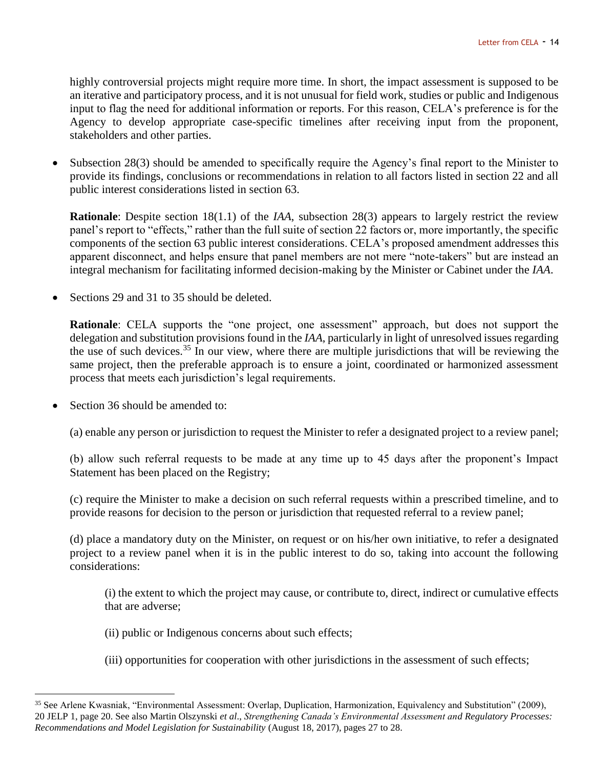highly controversial projects might require more time. In short, the impact assessment is supposed to be an iterative and participatory process, and it is not unusual for field work, studies or public and Indigenous input to flag the need for additional information or reports. For this reason, CELA's preference is for the Agency to develop appropriate case-specific timelines after receiving input from the proponent, stakeholders and other parties.

- Subsection 28(3) should be amended to specifically require the Agency's final report to the Minister to provide its findings, conclusions or recommendations in relation to all factors listed in section 22 and all public interest considerations listed in section 63.

  **Rationale**: Despite section 18(1.1) of the *IAA*, subsection 28(3) appears to largely restrict the review panel's report to "effects," rather than the full suite of section 22 factors or, more importantly, the specific components of the section 63 public interest considerations. CELA's proposed amendment addresses this apparent disconnect, and helps ensure that panel members are not mere "note-takers" but are instead an integral mechanism for facilitating informed decision-making by the Minister or Cabinet under the *IAA*.

- Sections 29 and 31 to 35 should be deleted.

  **Rationale**: CELA supports the "one project, one assessment" approach, but does not support the delegation and substitution provisions found in the *IAA*, particularly in light of unresolved issues regarding the use of such devices.[35] In our view, where there are multiple jurisdictions that will be reviewing the same project, then the preferable approach is to ensure a joint, coordinated or harmonized assessment process that meets each jurisdiction's legal requirements.

- Section 36 should be amended to:

  (a) enable any person or jurisdiction to request the Minister to refer a designated project to a review panel;

  (b) allow such referral requests to be made at any time up to 45 days after the proponent's Impact Statement has been placed on the Registry;

  (c) require the Minister to make a decision on such referral requests within a prescribed timeline, and to provide reasons for decision to the person or jurisdiction that requested referral to a review panel;

  (d) place a mandatory duty on the Minister, on request or on his/her own initiative, to refer a designated project to a review panel when it is in the public interest to do so, taking into account the following considerations:

  (i) the extent to which the project may cause, or contribute to, direct, indirect or cumulative effects that are adverse;

  (ii) public or Indigenous concerns about such effects;

  (iii) opportunities for cooperation with other jurisdictions in the assessment of such effects;

---

[35] See Arlene Kwasniak, "Environmental Assessment: Overlap, Duplication, Harmonization, Equivalency and Substitution" (2009), 20 JELP 1, page 20. See also Martin Olszynski *et al*., *Strengthening Canada's Environmental Assessment and Regulatory Processes: Recommendations and Model Legislation for Sustainability* (August 18, 2017), pages 27 to 28.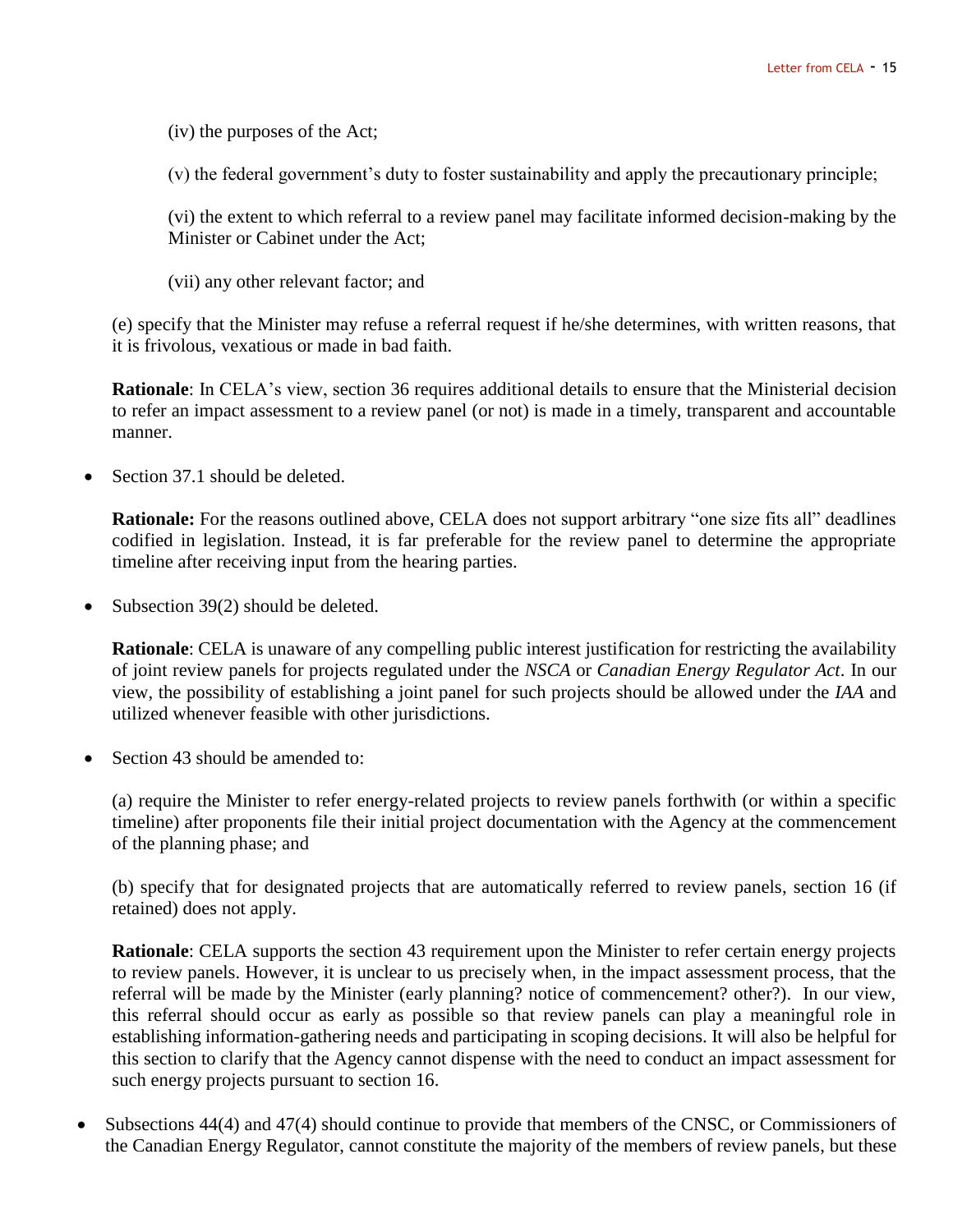(iv) the purposes of the Act;

(v) the federal government's duty to foster sustainability and apply the precautionary principle;

(vi) the extent to which referral to a review panel may facilitate informed decision-making by the Minister or Cabinet under the Act;

(vii) any other relevant factor; and

(e) specify that the Minister may refuse a referral request if he/she determines, with written reasons, that it is frivolous, vexatious or made in bad faith.

**Rationale**: In CELA's view, section 36 requires additional details to ensure that the Ministerial decision to refer an impact assessment to a review panel (or not) is made in a timely, transparent and accountable manner.

- Section 37.1 should be deleted.

  **Rationale:** For the reasons outlined above, CELA does not support arbitrary "one size fits all" deadlines codified in legislation. Instead, it is far preferable for the review panel to determine the appropriate timeline after receiving input from the hearing parties.

- Subsection 39(2) should be deleted.

  **Rationale**: CELA is unaware of any compelling public interest justification for restricting the availability of joint review panels for projects regulated under the *NSCA* or *Canadian Energy Regulator Act*. In our view, the possibility of establishing a joint panel for such projects should be allowed under the *IAA* and utilized whenever feasible with other jurisdictions.

- Section 43 should be amended to:

  (a) require the Minister to refer energy-related projects to review panels forthwith (or within a specific timeline) after proponents file their initial project documentation with the Agency at the commencement of the planning phase; and

  (b) specify that for designated projects that are automatically referred to review panels, section 16 (if retained) does not apply.

  **Rationale**: CELA supports the section 43 requirement upon the Minister to refer certain energy projects to review panels. However, it is unclear to us precisely when, in the impact assessment process, that the referral will be made by the Minister (early planning? notice of commencement? other?). In our view, this referral should occur as early as possible so that review panels can play a meaningful role in establishing information-gathering needs and participating in scoping decisions. It will also be helpful for this section to clarify that the Agency cannot dispense with the need to conduct an impact assessment for such energy projects pursuant to section 16.

- Subsections 44(4) and 47(4) should continue to provide that members of the CNSC, or Commissioners of the Canadian Energy Regulator, cannot constitute the majority of the members of review panels, but these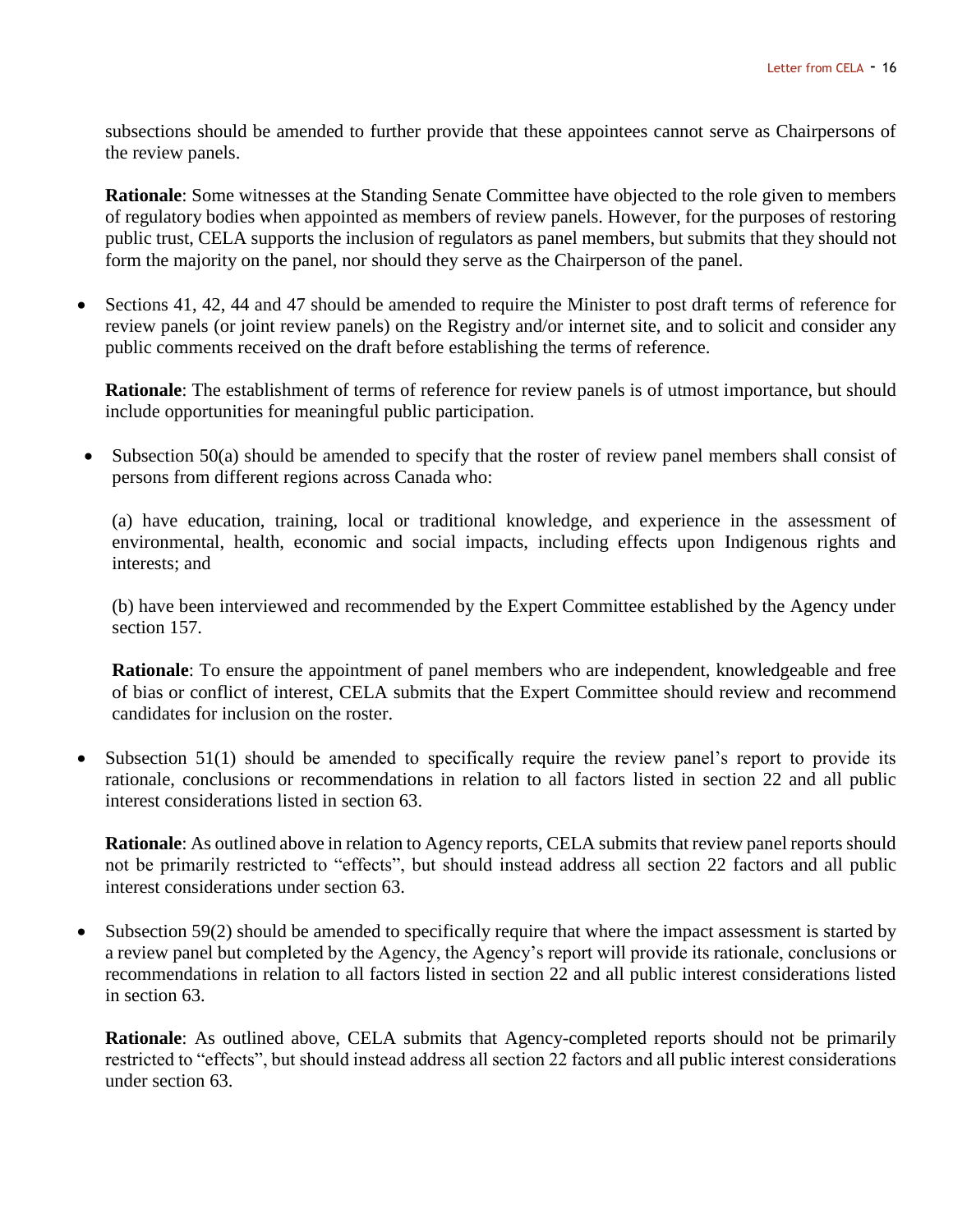subsections should be amended to further provide that these appointees cannot serve as Chairpersons of the review panels.

**Rationale**: Some witnesses at the Standing Senate Committee have objected to the role given to members of regulatory bodies when appointed as members of review panels. However, for the purposes of restoring public trust, CELA supports the inclusion of regulators as panel members, but submits that they should not form the majority on the panel, nor should they serve as the Chairperson of the panel.

- Sections 41, 42, 44 and 47 should be amended to require the Minister to post draft terms of reference for review panels (or joint review panels) on the Registry and/or internet site, and to solicit and consider any public comments received on the draft before establishing the terms of reference.

  **Rationale**: The establishment of terms of reference for review panels is of utmost importance, but should include opportunities for meaningful public participation.

- Subsection 50(a) should be amended to specify that the roster of review panel members shall consist of persons from different regions across Canada who:

  (a) have education, training, local or traditional knowledge, and experience in the assessment of environmental, health, economic and social impacts, including effects upon Indigenous rights and interests; and

  (b) have been interviewed and recommended by the Expert Committee established by the Agency under section 157.

  **Rationale**: To ensure the appointment of panel members who are independent, knowledgeable and free of bias or conflict of interest, CELA submits that the Expert Committee should review and recommend candidates for inclusion on the roster.

- Subsection 51(1) should be amended to specifically require the review panel's report to provide its rationale, conclusions or recommendations in relation to all factors listed in section 22 and all public interest considerations listed in section 63.

  **Rationale**: As outlined above in relation to Agency reports, CELA submits that review panel reports should not be primarily restricted to "effects", but should instead address all section 22 factors and all public interest considerations under section 63.

- Subsection 59(2) should be amended to specifically require that where the impact assessment is started by a review panel but completed by the Agency, the Agency's report will provide its rationale, conclusions or recommendations in relation to all factors listed in section 22 and all public interest considerations listed in section 63.

  **Rationale**: As outlined above, CELA submits that Agency-completed reports should not be primarily restricted to "effects", but should instead address all section 22 factors and all public interest considerations under section 63.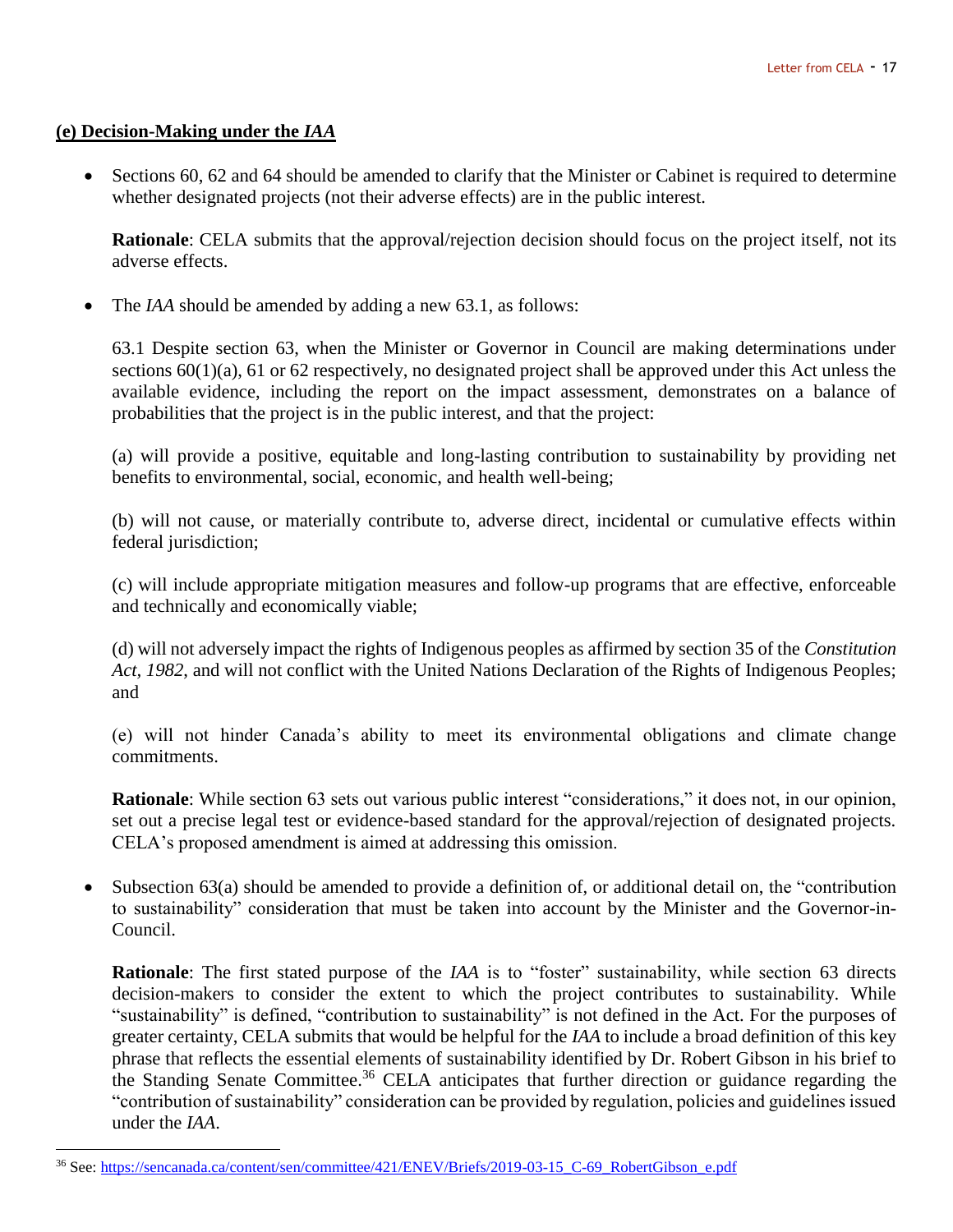### **(e) Decision-Making under the *IAA***

- Sections 60, 62 and 64 should be amended to clarify that the Minister or Cabinet is required to determine whether designated projects (not their adverse effects) are in the public interest.

  **Rationale**: CELA submits that the approval/rejection decision should focus on the project itself, not its adverse effects.

- The *IAA* should be amended by adding a new 63.1, as follows:

  63.1 Despite section 63, when the Minister or Governor in Council are making determinations under sections 60(1)(a), 61 or 62 respectively, no designated project shall be approved under this Act unless the available evidence, including the report on the impact assessment, demonstrates on a balance of probabilities that the project is in the public interest, and that the project:

  (a) will provide a positive, equitable and long-lasting contribution to sustainability by providing net benefits to environmental, social, economic, and health well-being;

  (b) will not cause, or materially contribute to, adverse direct, incidental or cumulative effects within federal jurisdiction;

  (c) will include appropriate mitigation measures and follow-up programs that are effective, enforceable and technically and economically viable;

  (d) will not adversely impact the rights of Indigenous peoples as affirmed by section 35 of the *Constitution Act, 1982*, and will not conflict with the United Nations Declaration of the Rights of Indigenous Peoples; and

  (e) will not hinder Canada's ability to meet its environmental obligations and climate change commitments.

  **Rationale**: While section 63 sets out various public interest "considerations," it does not, in our opinion, set out a precise legal test or evidence-based standard for the approval/rejection of designated projects. CELA's proposed amendment is aimed at addressing this omission.

- Subsection 63(a) should be amended to provide a definition of, or additional detail on, the "contribution to sustainability" consideration that must be taken into account by the Minister and the Governor-in-Council.

  **Rationale**: The first stated purpose of the *IAA* is to "foster" sustainability, while section 63 directs decision-makers to consider the extent to which the project contributes to sustainability. While "sustainability" is defined, "contribution to sustainability" is not defined in the Act. For the purposes of greater certainty, CELA submits that would be helpful for the *IAA* to include a broad definition of this key phrase that reflects the essential elements of sustainability identified by Dr. Robert Gibson in his brief to the Standing Senate Committee.[36] CELA anticipates that further direction or guidance regarding the "contribution of sustainability" consideration can be provided by regulation, policies and guidelines issued under the *IAA*.

---

[36] See: https://sencanada.ca/content/sen/committee/421/ENEV/Briefs/2019-03-15_C-69_RobertGibson_e.pdf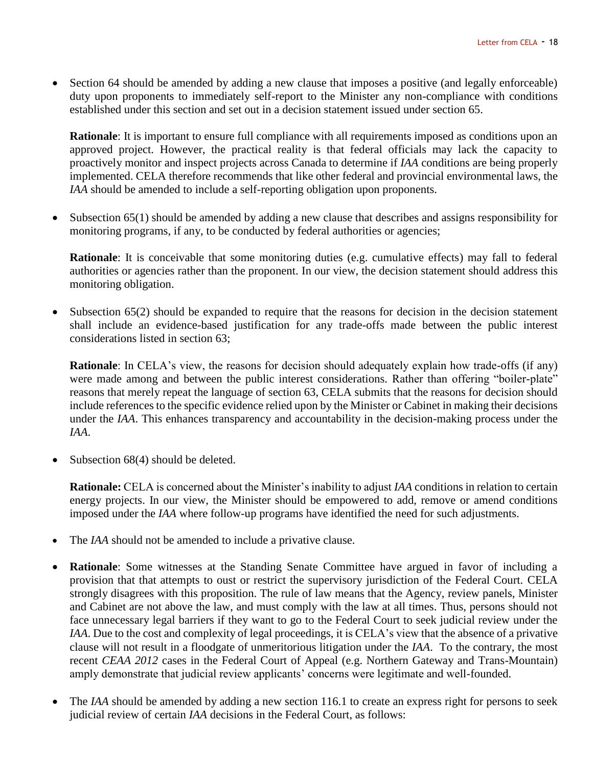- Section 64 should be amended by adding a new clause that imposes a positive (and legally enforceable) duty upon proponents to immediately self-report to the Minister any non-compliance with conditions established under this section and set out in a decision statement issued under section 65.

  **Rationale**: It is important to ensure full compliance with all requirements imposed as conditions upon an approved project. However, the practical reality is that federal officials may lack the capacity to proactively monitor and inspect projects across Canada to determine if *IAA* conditions are being properly implemented. CELA therefore recommends that like other federal and provincial environmental laws, the *IAA* should be amended to include a self-reporting obligation upon proponents.

- Subsection 65(1) should be amended by adding a new clause that describes and assigns responsibility for monitoring programs, if any, to be conducted by federal authorities or agencies;

  **Rationale**: It is conceivable that some monitoring duties (e.g. cumulative effects) may fall to federal authorities or agencies rather than the proponent. In our view, the decision statement should address this monitoring obligation.

- Subsection 65(2) should be expanded to require that the reasons for decision in the decision statement shall include an evidence-based justification for any trade-offs made between the public interest considerations listed in section 63;

  **Rationale**: In CELA's view, the reasons for decision should adequately explain how trade-offs (if any) were made among and between the public interest considerations. Rather than offering "boiler-plate" reasons that merely repeat the language of section 63, CELA submits that the reasons for decision should include references to the specific evidence relied upon by the Minister or Cabinet in making their decisions under the *IAA*. This enhances transparency and accountability in the decision-making process under the *IAA*.

- Subsection 68(4) should be deleted.

  **Rationale:** CELA is concerned about the Minister's inability to adjust *IAA* conditions in relation to certain energy projects. In our view, the Minister should be empowered to add, remove or amend conditions imposed under the *IAA* where follow-up programs have identified the need for such adjustments.

- The *IAA* should not be amended to include a privative clause.

- **Rationale**: Some witnesses at the Standing Senate Committee have argued in favor of including a provision that that attempts to oust or restrict the supervisory jurisdiction of the Federal Court. CELA strongly disagrees with this proposition. The rule of law means that the Agency, review panels, Minister and Cabinet are not above the law, and must comply with the law at all times. Thus, persons should not face unnecessary legal barriers if they want to go to the Federal Court to seek judicial review under the *IAA*. Due to the cost and complexity of legal proceedings, it is CELA's view that the absence of a privative clause will not result in a floodgate of unmeritorious litigation under the *IAA*. To the contrary, the most recent *CEAA 2012* cases in the Federal Court of Appeal (e.g. Northern Gateway and Trans-Mountain) amply demonstrate that judicial review applicants' concerns were legitimate and well-founded.

- The *IAA* should be amended by adding a new section 116.1 to create an express right for persons to seek judicial review of certain *IAA* decisions in the Federal Court, as follows: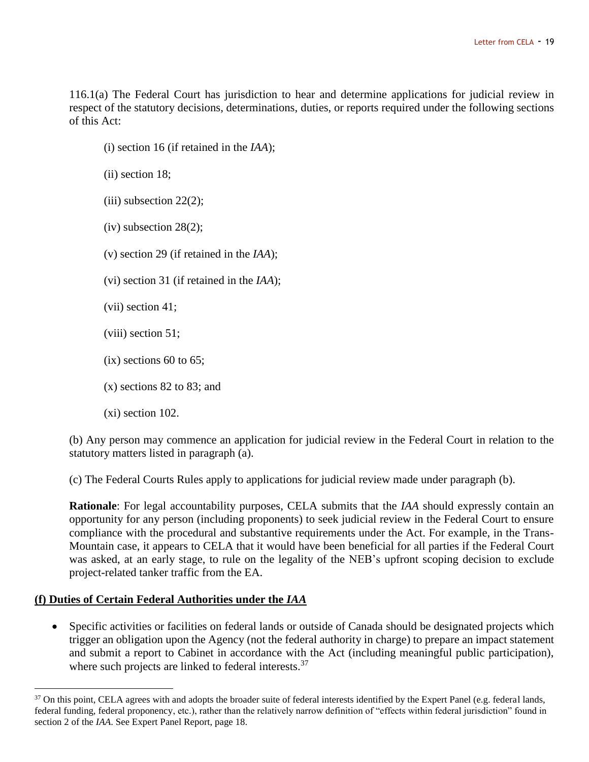116.1(a) The Federal Court has jurisdiction to hear and determine applications for judicial review in respect of the statutory decisions, determinations, duties, or reports required under the following sections of this Act:

(i) section 16 (if retained in the *IAA*);

(ii) section 18;

(iii) subsection 22(2);

(iv) subsection 28(2);

(v) section 29 (if retained in the *IAA*);

(vi) section 31 (if retained in the *IAA*);

(vii) section 41;

(viii) section 51;

(ix) sections 60 to 65;

(x) sections 82 to 83; and

(xi) section 102.

(b) Any person may commence an application for judicial review in the Federal Court in relation to the statutory matters listed in paragraph (a).

(c) The Federal Courts Rules apply to applications for judicial review made under paragraph (b).

**Rationale**: For legal accountability purposes, CELA submits that the *IAA* should expressly contain an opportunity for any person (including proponents) to seek judicial review in the Federal Court to ensure compliance with the procedural and substantive requirements under the Act. For example, in the Trans-Mountain case, it appears to CELA that it would have been beneficial for all parties if the Federal Court was asked, at an early stage, to rule on the legality of the NEB's upfront scoping decision to exclude project-related tanker traffic from the EA.

**(f) Duties of Certain Federal Authorities under the *IAA***

- Specific activities or facilities on federal lands or outside of Canada should be designated projects which trigger an obligation upon the Agency (not the federal authority in charge) to prepare an impact statement and submit a report to Cabinet in accordance with the Act (including meaningful public participation), where such projects are linked to federal interests.[37]

[37] On this point, CELA agrees with and adopts the broader suite of federal interests identified by the Expert Panel (e.g. federal lands, federal funding, federal proponency, etc.), rather than the relatively narrow definition of "effects within federal jurisdiction" found in section 2 of the *IAA*. See Expert Panel Report, page 18.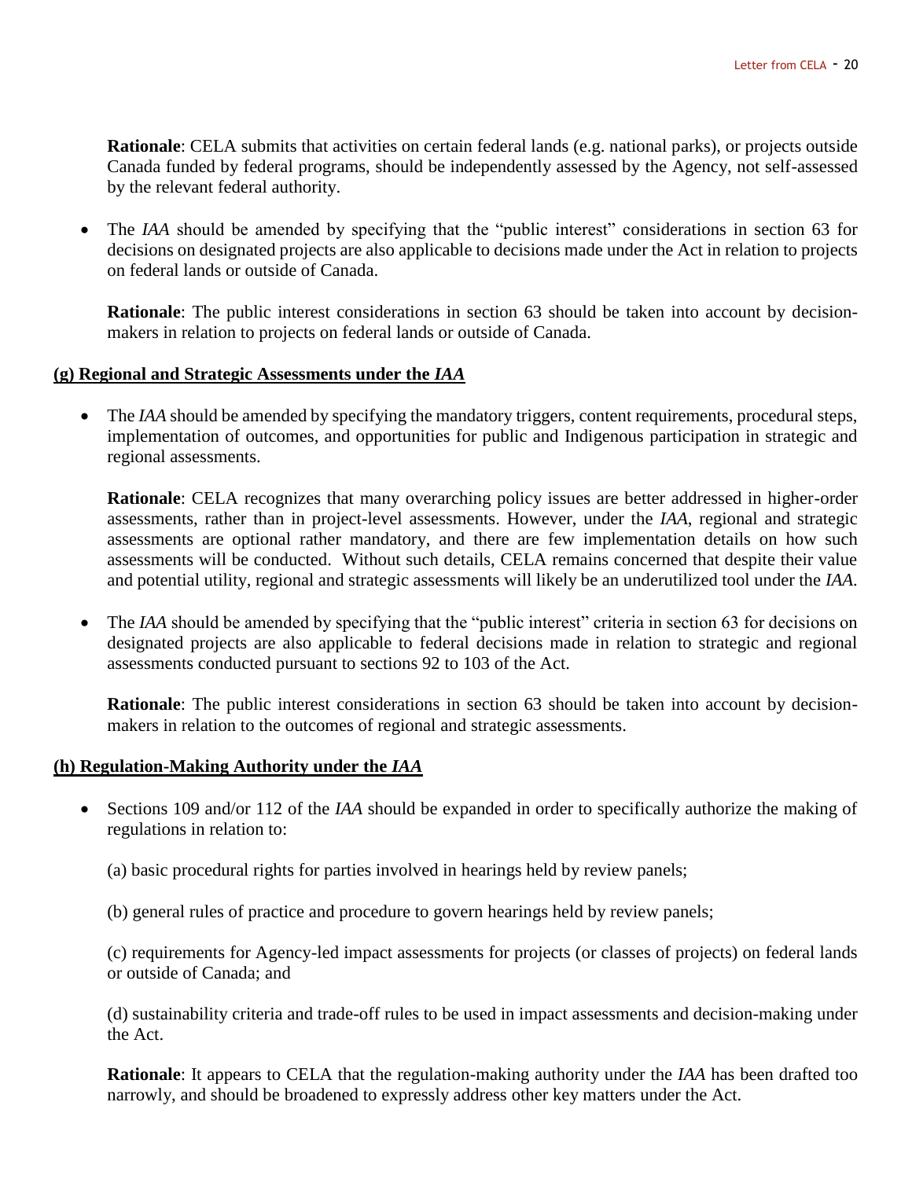**Rationale**: CELA submits that activities on certain federal lands (e.g. national parks), or projects outside Canada funded by federal programs, should be independently assessed by the Agency, not self-assessed by the relevant federal authority.

- The *IAA* should be amended by specifying that the "public interest" considerations in section 63 for decisions on designated projects are also applicable to decisions made under the Act in relation to projects on federal lands or outside of Canada.

  **Rationale**: The public interest considerations in section 63 should be taken into account by decision-makers in relation to projects on federal lands or outside of Canada.

### (g) Regional and Strategic Assessments under the *IAA*

- The *IAA* should be amended by specifying the mandatory triggers, content requirements, procedural steps, implementation of outcomes, and opportunities for public and Indigenous participation in strategic and regional assessments.

  **Rationale**: CELA recognizes that many overarching policy issues are better addressed in higher-order assessments, rather than in project-level assessments. However, under the *IAA*, regional and strategic assessments are optional rather mandatory, and there are few implementation details on how such assessments will be conducted. Without such details, CELA remains concerned that despite their value and potential utility, regional and strategic assessments will likely be an underutilized tool under the *IAA*.

- The *IAA* should be amended by specifying that the "public interest" criteria in section 63 for decisions on designated projects are also applicable to federal decisions made in relation to strategic and regional assessments conducted pursuant to sections 92 to 103 of the Act.

  **Rationale**: The public interest considerations in section 63 should be taken into account by decision-makers in relation to the outcomes of regional and strategic assessments.

### (h) Regulation-Making Authority under the *IAA*

- Sections 109 and/or 112 of the *IAA* should be expanded in order to specifically authorize the making of regulations in relation to:

  (a) basic procedural rights for parties involved in hearings held by review panels;

  (b) general rules of practice and procedure to govern hearings held by review panels;

  (c) requirements for Agency-led impact assessments for projects (or classes of projects) on federal lands or outside of Canada; and

  (d) sustainability criteria and trade-off rules to be used in impact assessments and decision-making under the Act.

  **Rationale**: It appears to CELA that the regulation-making authority under the *IAA* has been drafted too narrowly, and should be broadened to expressly address other key matters under the Act.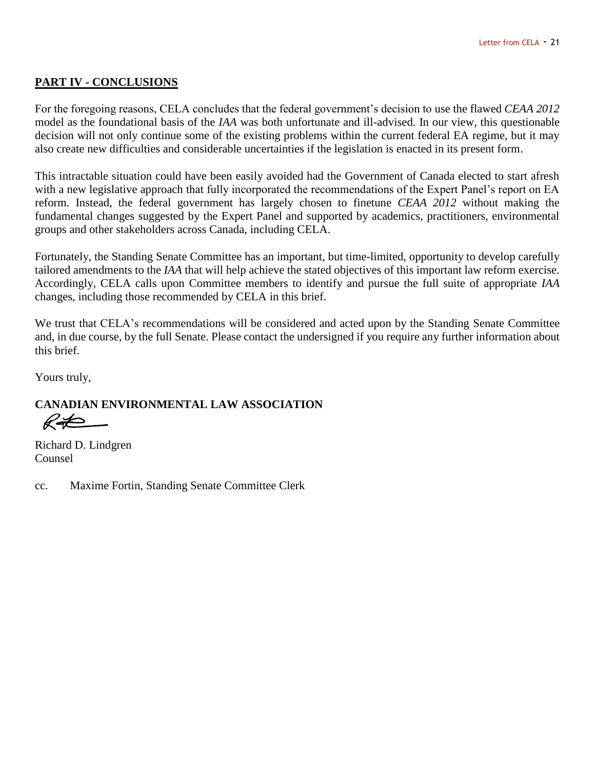## **PART IV - CONCLUSIONS**

For the foregoing reasons, CELA concludes that the federal government's decision to use the flawed *CEAA 2012* model as the foundational basis of the *IAA* was both unfortunate and ill-advised. In our view, this questionable decision will not only continue some of the existing problems within the current federal EA regime, but it may also create new difficulties and considerable uncertainties if the legislation is enacted in its present form.

This intractable situation could have been easily avoided had the Government of Canada elected to start afresh with a new legislative approach that fully incorporated the recommendations of the Expert Panel's report on EA reform. Instead, the federal government has largely chosen to finetune *CEAA 2012* without making the fundamental changes suggested by the Expert Panel and supported by academics, practitioners, environmental groups and other stakeholders across Canada, including CELA.

Fortunately, the Standing Senate Committee has an important, but time-limited, opportunity to develop carefully tailored amendments to the *IAA* that will help achieve the stated objectives of this important law reform exercise. Accordingly, CELA calls upon Committee members to identify and pursue the full suite of appropriate *IAA* changes, including those recommended by CELA in this brief.

We trust that CELA's recommendations will be considered and acted upon by the Standing Senate Committee and, in due course, by the full Senate. Please contact the undersigned if you require any further information about this brief.

Yours truly,

**CANADIAN ENVIRONMENTAL LAW ASSOCIATION**

Richard D. Lindgren
Counsel

cc. Maxime Fortin, Standing Senate Committee Clerk